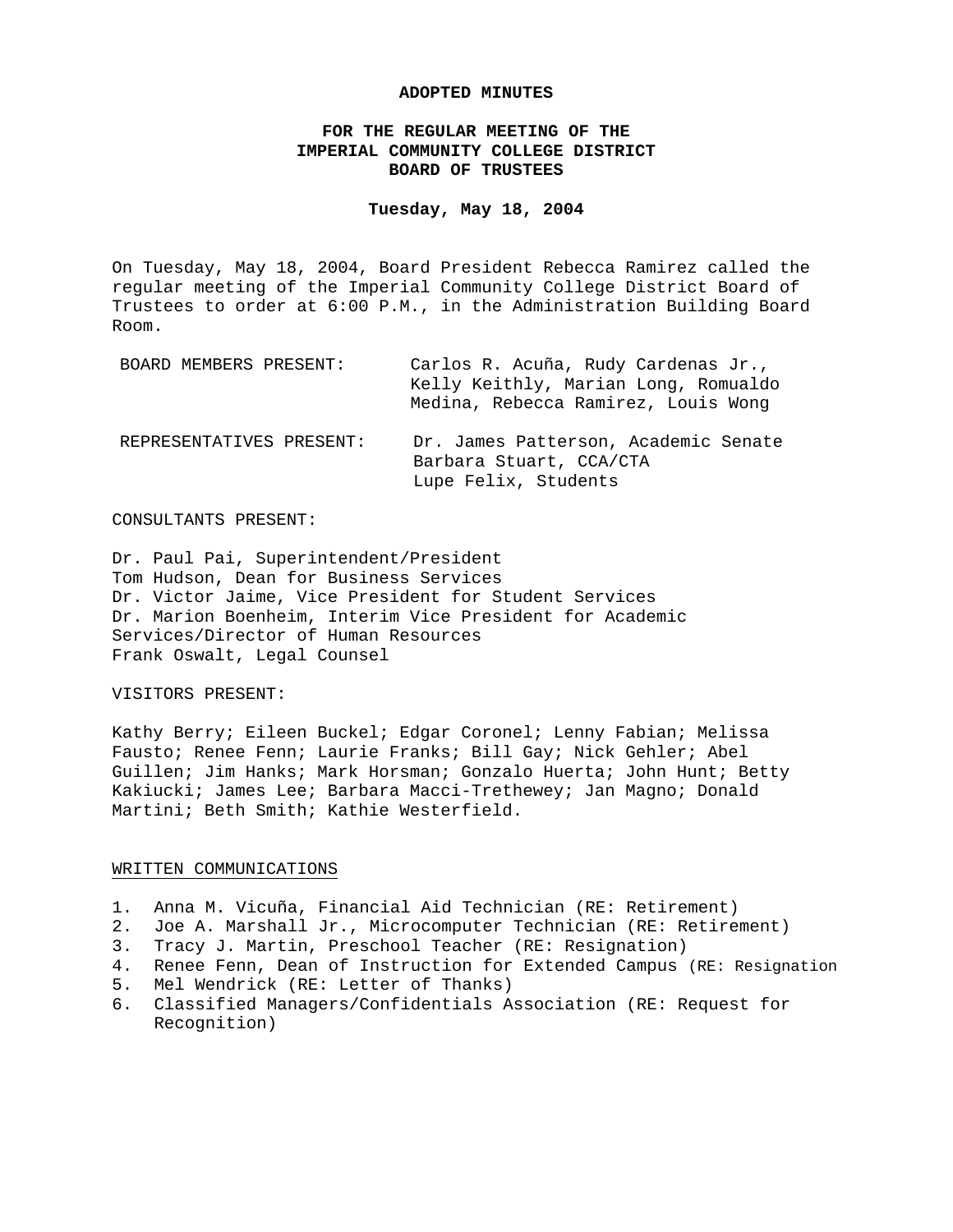**ADOPTED MINUTES**

**FOR THE REGULAR MEETING OF THE
IMPERIAL COMMUNITY COLLEGE DISTRICT
BOARD OF TRUSTEES**

**Tuesday, May 18, 2004**

On Tuesday, May 18, 2004, Board President Rebecca Ramirez called the regular meeting of the Imperial Community College District Board of Trustees to order at 6:00 P.M., in the Administration Building Board Room.

BOARD MEMBERS PRESENT: Carlos R. Acuña, Rudy Cardenas Jr., Kelly Keithly, Marian Long, Romualdo Medina, Rebecca Ramirez, Louis Wong

REPRESENTATIVES PRESENT: Dr. James Patterson, Academic Senate
Barbara Stuart, CCA/CTA
Lupe Felix, Students

CONSULTANTS PRESENT:

Dr. Paul Pai, Superintendent/President
Tom Hudson, Dean for Business Services
Dr. Victor Jaime, Vice President for Student Services
Dr. Marion Boenheim, Interim Vice President for Academic Services/Director of Human Resources
Frank Oswalt, Legal Counsel

VISITORS PRESENT:

Kathy Berry; Eileen Buckel; Edgar Coronel; Lenny Fabian; Melissa Fausto; Renee Fenn; Laurie Franks; Bill Gay; Nick Gehler; Abel Guillen; Jim Hanks; Mark Horsman; Gonzalo Huerta; John Hunt; Betty Kakiucki; James Lee; Barbara Macci-Trethewey; Jan Magno; Donald Martini; Beth Smith; Kathie Westerfield.

WRITTEN COMMUNICATIONS

1. Anna M. Vicuña, Financial Aid Technician (RE: Retirement)
2. Joe A. Marshall Jr., Microcomputer Technician (RE: Retirement)
3. Tracy J. Martin, Preschool Teacher (RE: Resignation)
4. Renee Fenn, Dean of Instruction for Extended Campus (RE: Resignation
5. Mel Wendrick (RE: Letter of Thanks)
6. Classified Managers/Confidentials Association (RE: Request for Recognition)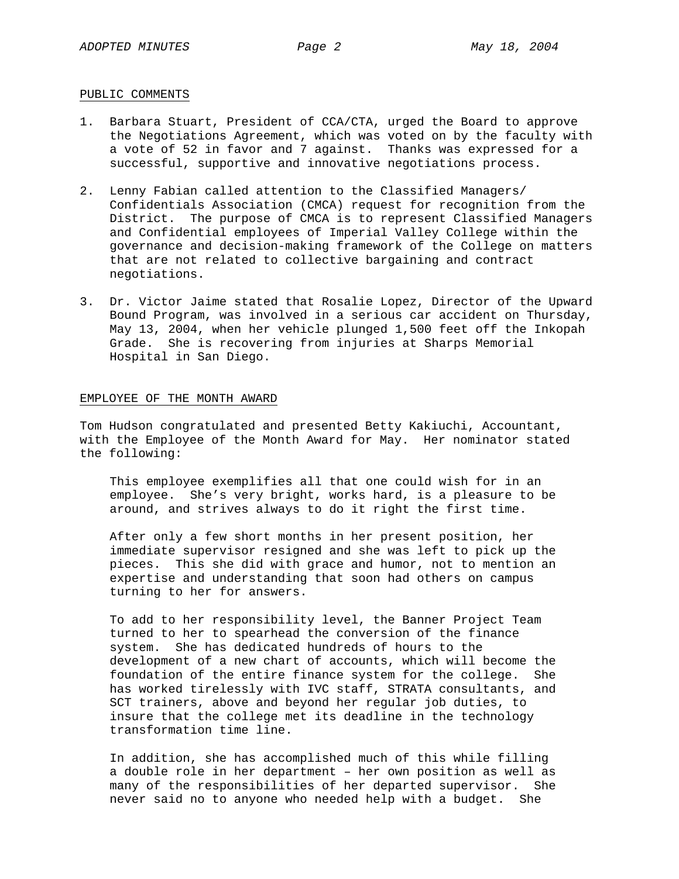## PUBLIC COMMENTS

1. Barbara Stuart, President of CCA/CTA, urged the Board to approve the Negotiations Agreement, which was voted on by the faculty with a vote of 52 in favor and 7 against. Thanks was expressed for a successful, supportive and innovative negotiations process.

2. Lenny Fabian called attention to the Classified Managers/ Confidentials Association (CMCA) request for recognition from the District. The purpose of CMCA is to represent Classified Managers and Confidential employees of Imperial Valley College within the governance and decision-making framework of the College on matters that are not related to collective bargaining and contract negotiations.

3. Dr. Victor Jaime stated that Rosalie Lopez, Director of the Upward Bound Program, was involved in a serious car accident on Thursday, May 13, 2004, when her vehicle plunged 1,500 feet off the Inkopah Grade. She is recovering from injuries at Sharps Memorial Hospital in San Diego.

## EMPLOYEE OF THE MONTH AWARD

Tom Hudson congratulated and presented Betty Kakiuchi, Accountant, with the Employee of the Month Award for May. Her nominator stated the following:

> This employee exemplifies all that one could wish for in an employee. She's very bright, works hard, is a pleasure to be around, and strives always to do it right the first time.
>
> After only a few short months in her present position, her immediate supervisor resigned and she was left to pick up the pieces. This she did with grace and humor, not to mention an expertise and understanding that soon had others on campus turning to her for answers.
>
> To add to her responsibility level, the Banner Project Team turned to her to spearhead the conversion of the finance system. She has dedicated hundreds of hours to the development of a new chart of accounts, which will become the foundation of the entire finance system for the college. She has worked tirelessly with IVC staff, STRATA consultants, and SCT trainers, above and beyond her regular job duties, to insure that the college met its deadline in the technology transformation time line.
>
> In addition, she has accomplished much of this while filling a double role in her department – her own position as well as many of the responsibilities of her departed supervisor. She never said no to anyone who needed help with a budget. She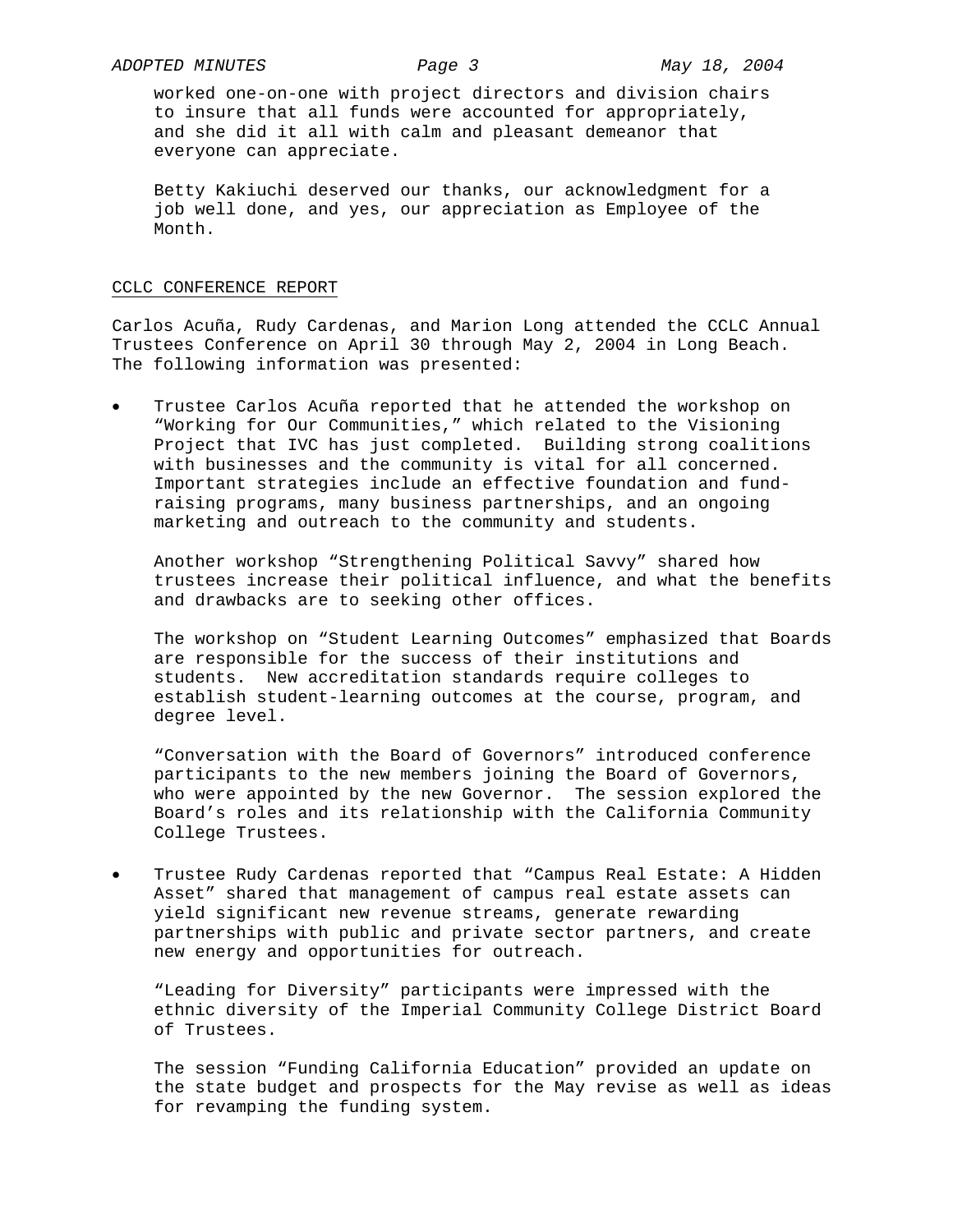worked one-on-one with project directors and division chairs to insure that all funds were accounted for appropriately, and she did it all with calm and pleasant demeanor that everyone can appreciate.

Betty Kakiuchi deserved our thanks, our acknowledgment for a job well done, and yes, our appreciation as Employee of the Month.

## CCLC CONFERENCE REPORT

Carlos Acuña, Rudy Cardenas, and Marion Long attended the CCLC Annual Trustees Conference on April 30 through May 2, 2004 in Long Beach. The following information was presented:

- Trustee Carlos Acuña reported that he attended the workshop on "Working for Our Communities," which related to the Visioning Project that IVC has just completed. Building strong coalitions with businesses and the community is vital for all concerned. Important strategies include an effective foundation and fund-raising programs, many business partnerships, and an ongoing marketing and outreach to the community and students.

  Another workshop "Strengthening Political Savvy" shared how trustees increase their political influence, and what the benefits and drawbacks are to seeking other offices.

  The workshop on "Student Learning Outcomes" emphasized that Boards are responsible for the success of their institutions and students. New accreditation standards require colleges to establish student-learning outcomes at the course, program, and degree level.

  "Conversation with the Board of Governors" introduced conference participants to the new members joining the Board of Governors, who were appointed by the new Governor. The session explored the Board's roles and its relationship with the California Community College Trustees.

- Trustee Rudy Cardenas reported that "Campus Real Estate: A Hidden Asset" shared that management of campus real estate assets can yield significant new revenue streams, generate rewarding partnerships with public and private sector partners, and create new energy and opportunities for outreach.

  "Leading for Diversity" participants were impressed with the ethnic diversity of the Imperial Community College District Board of Trustees.

  The session "Funding California Education" provided an update on the state budget and prospects for the May revise as well as ideas for revamping the funding system.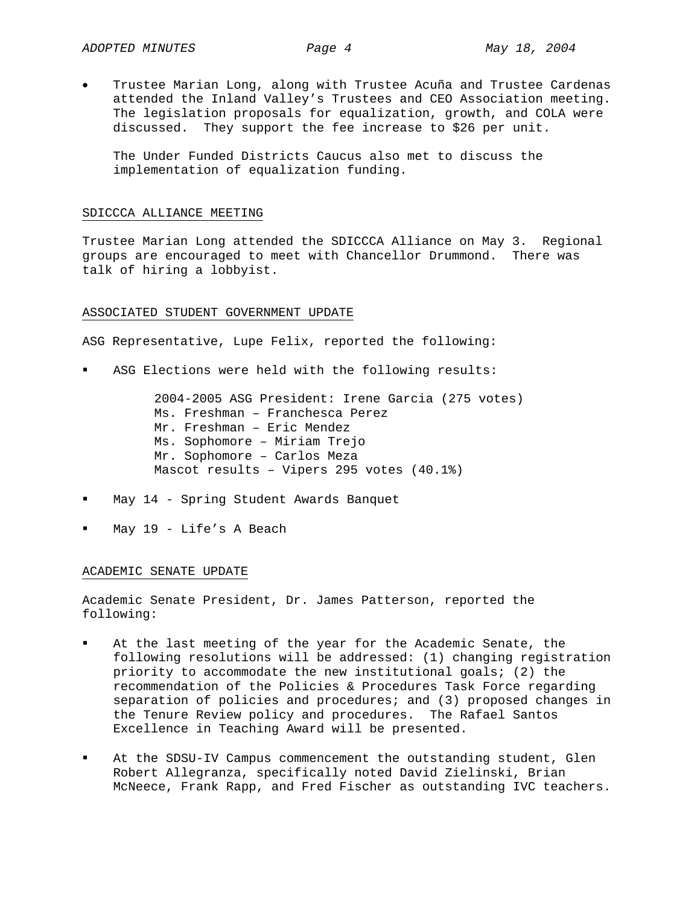- Trustee Marian Long, along with Trustee Acuña and Trustee Cardenas attended the Inland Valley's Trustees and CEO Association meeting. The legislation proposals for equalization, growth, and COLA were discussed. They support the fee increase to $26 per unit.

  The Under Funded Districts Caucus also met to discuss the implementation of equalization funding.

## SDICCCA ALLIANCE MEETING

Trustee Marian Long attended the SDICCCA Alliance on May 3. Regional groups are encouraged to meet with Chancellor Drummond. There was talk of hiring a lobbyist.

## ASSOCIATED STUDENT GOVERNMENT UPDATE

ASG Representative, Lupe Felix, reported the following:

- ASG Elections were held with the following results:

  2004-2005 ASG President: Irene Garcia (275 votes)
  Ms. Freshman – Franchesca Perez
  Mr. Freshman – Eric Mendez
  Ms. Sophomore – Miriam Trejo
  Mr. Sophomore – Carlos Meza
  Mascot results – Vipers 295 votes (40.1%)

- May 14 - Spring Student Awards Banquet

- May 19 - Life's A Beach

## ACADEMIC SENATE UPDATE

Academic Senate President, Dr. James Patterson, reported the following:

- At the last meeting of the year for the Academic Senate, the following resolutions will be addressed: (1) changing registration priority to accommodate the new institutional goals; (2) the recommendation of the Policies & Procedures Task Force regarding separation of policies and procedures; and (3) proposed changes in the Tenure Review policy and procedures. The Rafael Santos Excellence in Teaching Award will be presented.

- At the SDSU-IV Campus commencement the outstanding student, Glen Robert Allegranza, specifically noted David Zielinski, Brian McNeece, Frank Rapp, and Fred Fischer as outstanding IVC teachers.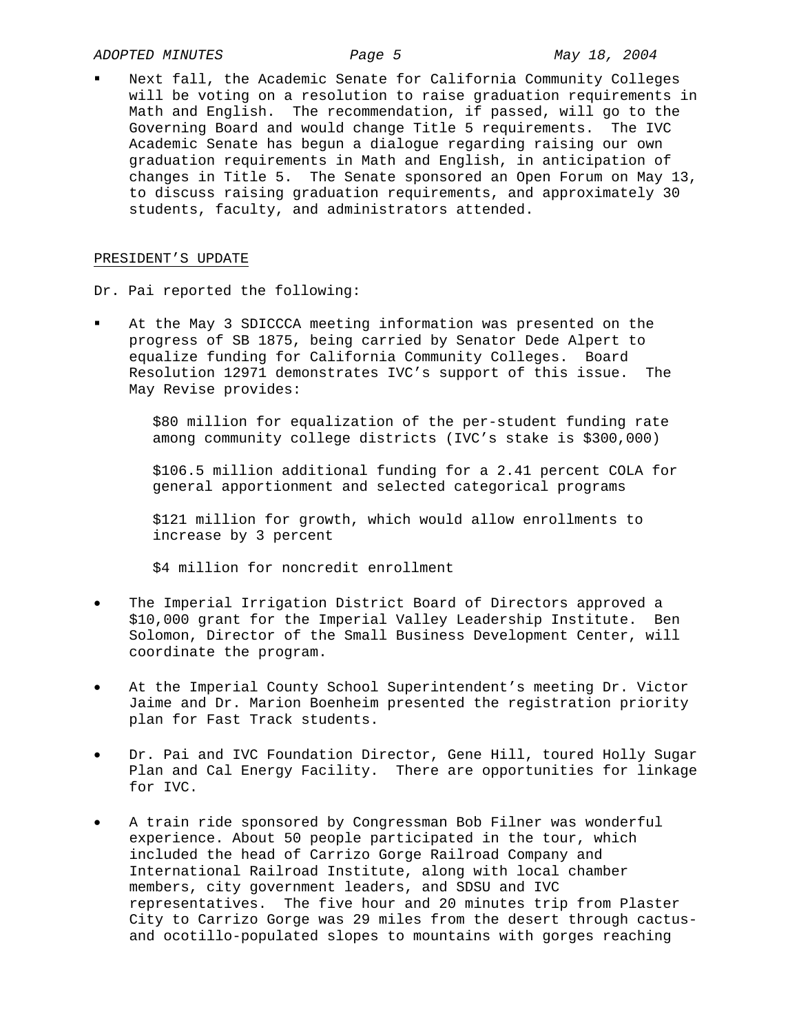- Next fall, the Academic Senate for California Community Colleges will be voting on a resolution to raise graduation requirements in Math and English. The recommendation, if passed, will go to the Governing Board and would change Title 5 requirements. The IVC Academic Senate has begun a dialogue regarding raising our own graduation requirements in Math and English, in anticipation of changes in Title 5. The Senate sponsored an Open Forum on May 13, to discuss raising graduation requirements, and approximately 30 students, faculty, and administrators attended.

PRESIDENT'S UPDATE

Dr. Pai reported the following:

- At the May 3 SDICCCA meeting information was presented on the progress of SB 1875, being carried by Senator Dede Alpert to equalize funding for California Community Colleges. Board Resolution 12971 demonstrates IVC's support of this issue. The May Revise provides:

  $80 million for equalization of the per-student funding rate among community college districts (IVC's stake is $300,000)

  $106.5 million additional funding for a 2.41 percent COLA for general apportionment and selected categorical programs

  $121 million for growth, which would allow enrollments to increase by 3 percent

  $4 million for noncredit enrollment

- The Imperial Irrigation District Board of Directors approved a $10,000 grant for the Imperial Valley Leadership Institute. Ben Solomon, Director of the Small Business Development Center, will coordinate the program.

- At the Imperial County School Superintendent's meeting Dr. Victor Jaime and Dr. Marion Boenheim presented the registration priority plan for Fast Track students.

- Dr. Pai and IVC Foundation Director, Gene Hill, toured Holly Sugar Plan and Cal Energy Facility. There are opportunities for linkage for IVC.

- A train ride sponsored by Congressman Bob Filner was wonderful experience. About 50 people participated in the tour, which included the head of Carrizo Gorge Railroad Company and International Railroad Institute, along with local chamber members, city government leaders, and SDSU and IVC representatives. The five hour and 20 minutes trip from Plaster City to Carrizo Gorge was 29 miles from the desert through cactus- and ocotillo-populated slopes to mountains with gorges reaching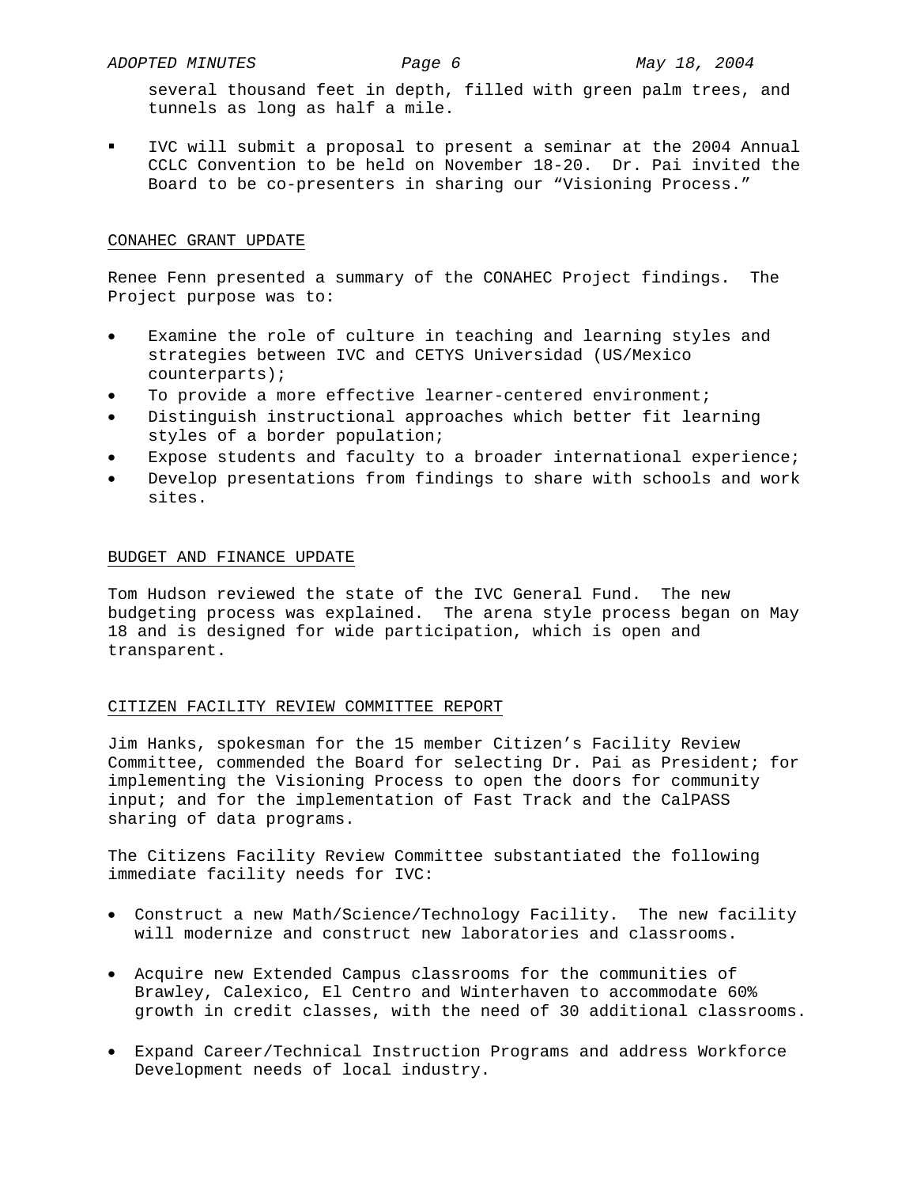several thousand feet in depth, filled with green palm trees, and tunnels as long as half a mile.

- IVC will submit a proposal to present a seminar at the 2004 Annual CCLC Convention to be held on November 18-20. Dr. Pai invited the Board to be co-presenters in sharing our "Visioning Process."

## CONAHEC GRANT UPDATE

Renee Fenn presented a summary of the CONAHEC Project findings. The Project purpose was to:

- Examine the role of culture in teaching and learning styles and strategies between IVC and CETYS Universidad (US/Mexico counterparts);
- To provide a more effective learner-centered environment;
- Distinguish instructional approaches which better fit learning styles of a border population;
- Expose students and faculty to a broader international experience;
- Develop presentations from findings to share with schools and work sites.

## BUDGET AND FINANCE UPDATE

Tom Hudson reviewed the state of the IVC General Fund. The new budgeting process was explained. The arena style process began on May 18 and is designed for wide participation, which is open and transparent.

## CITIZEN FACILITY REVIEW COMMITTEE REPORT

Jim Hanks, spokesman for the 15 member Citizen's Facility Review Committee, commended the Board for selecting Dr. Pai as President; for implementing the Visioning Process to open the doors for community input; and for the implementation of Fast Track and the CalPASS sharing of data programs.

The Citizens Facility Review Committee substantiated the following immediate facility needs for IVC:

- Construct a new Math/Science/Technology Facility. The new facility will modernize and construct new laboratories and classrooms.

- Acquire new Extended Campus classrooms for the communities of Brawley, Calexico, El Centro and Winterhaven to accommodate 60% growth in credit classes, with the need of 30 additional classrooms.

- Expand Career/Technical Instruction Programs and address Workforce Development needs of local industry.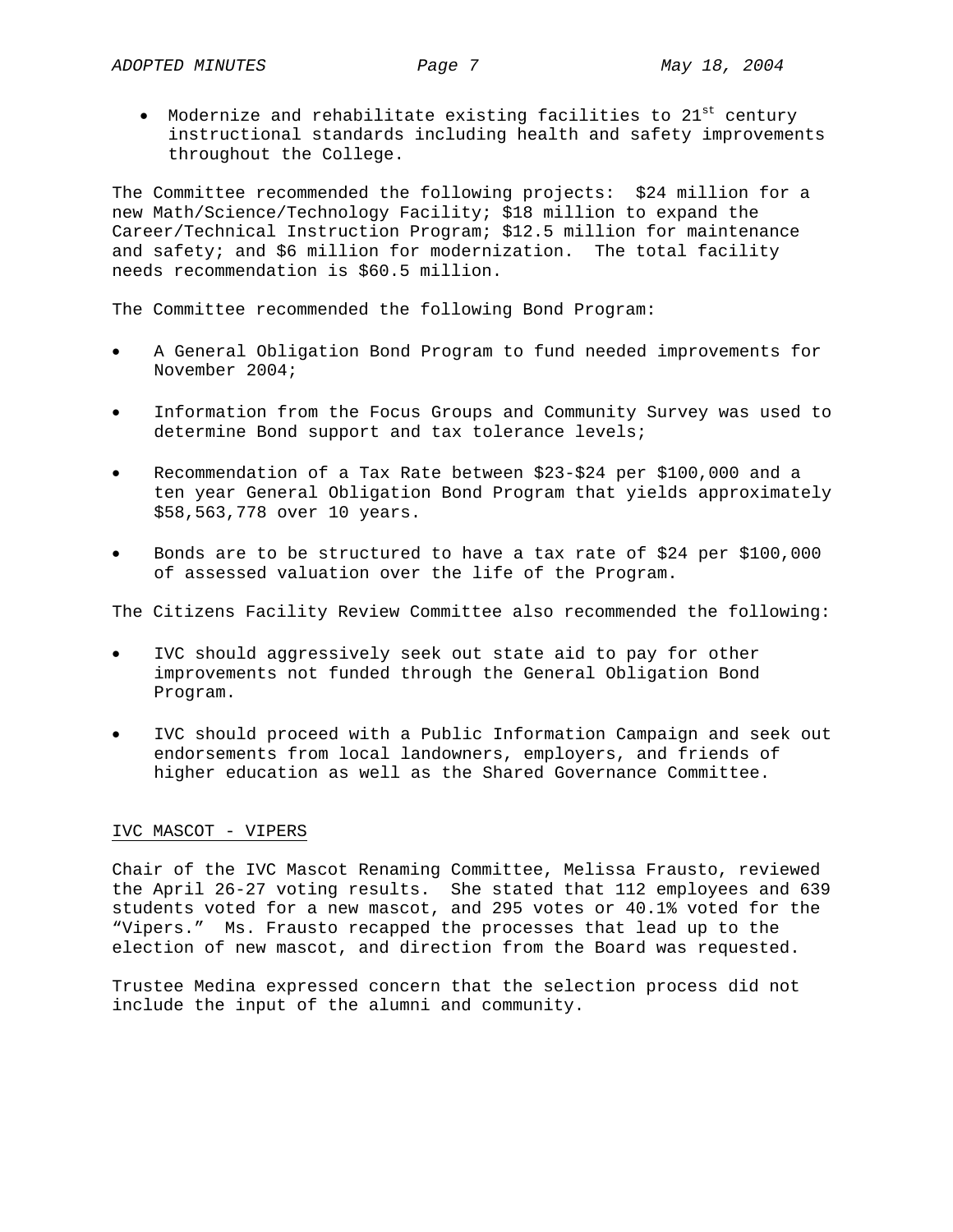- Modernize and rehabilitate existing facilities to 21st century instructional standards including health and safety improvements throughout the College.

The Committee recommended the following projects: $24 million for a new Math/Science/Technology Facility; $18 million to expand the Career/Technical Instruction Program; $12.5 million for maintenance and safety; and $6 million for modernization. The total facility needs recommendation is $60.5 million.

The Committee recommended the following Bond Program:

- A General Obligation Bond Program to fund needed improvements for November 2004;
- Information from the Focus Groups and Community Survey was used to determine Bond support and tax tolerance levels;
- Recommendation of a Tax Rate between $23-$24 per $100,000 and a ten year General Obligation Bond Program that yields approximately $58,563,778 over 10 years.
- Bonds are to be structured to have a tax rate of $24 per $100,000 of assessed valuation over the life of the Program.

The Citizens Facility Review Committee also recommended the following:

- IVC should aggressively seek out state aid to pay for other improvements not funded through the General Obligation Bond Program.
- IVC should proceed with a Public Information Campaign and seek out endorsements from local landowners, employers, and friends of higher education as well as the Shared Governance Committee.

## IVC MASCOT - VIPERS

Chair of the IVC Mascot Renaming Committee, Melissa Frausto, reviewed the April 26-27 voting results. She stated that 112 employees and 639 students voted for a new mascot, and 295 votes or 40.1% voted for the "Vipers." Ms. Frausto recapped the processes that lead up to the election of new mascot, and direction from the Board was requested.

Trustee Medina expressed concern that the selection process did not include the input of the alumni and community.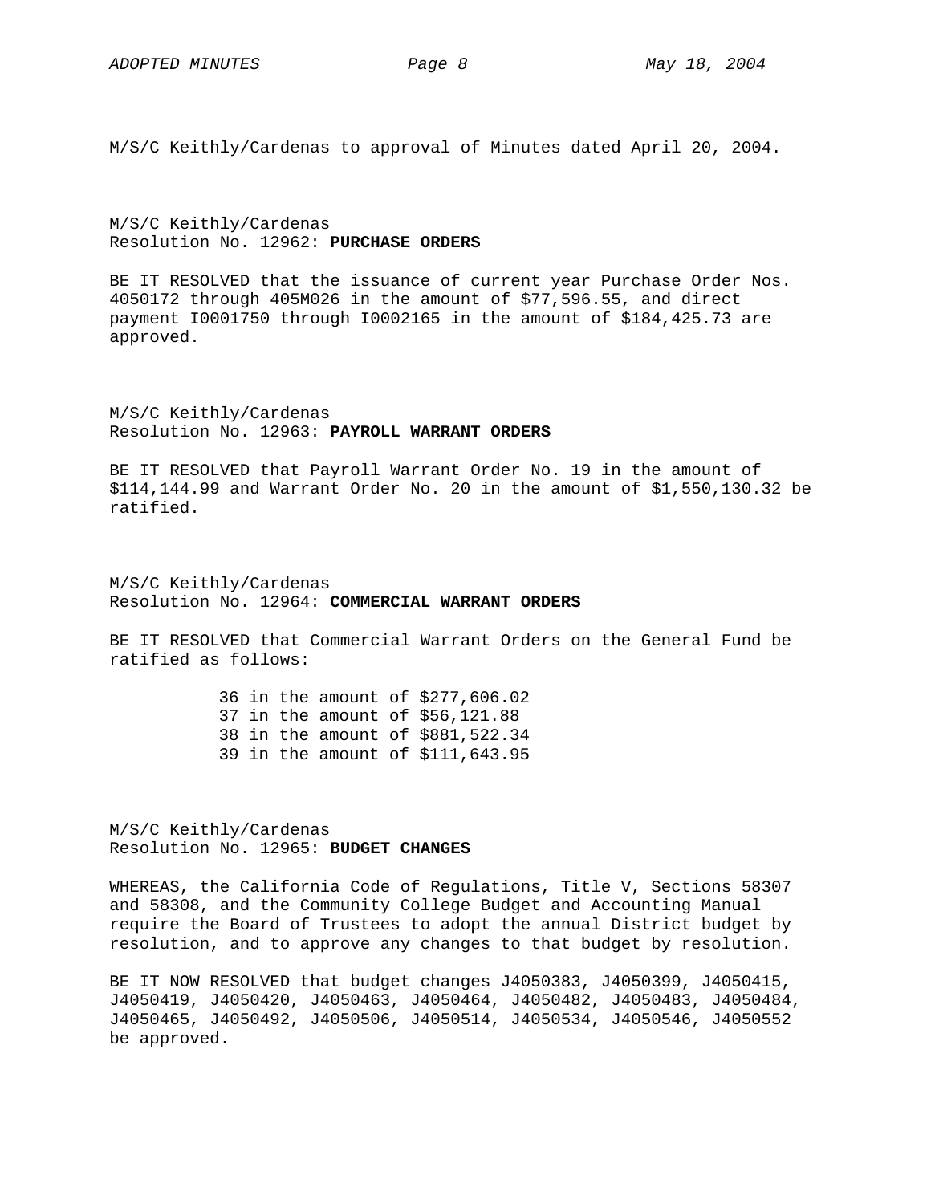M/S/C Keithly/Cardenas to approval of Minutes dated April 20, 2004.

M/S/C Keithly/Cardenas
Resolution No. 12962: **PURCHASE ORDERS**

BE IT RESOLVED that the issuance of current year Purchase Order Nos. 4050172 through 405M026 in the amount of $77,596.55, and direct payment I0001750 through I0002165 in the amount of $184,425.73 are approved.

M/S/C Keithly/Cardenas
Resolution No. 12963: **PAYROLL WARRANT ORDERS**

BE IT RESOLVED that Payroll Warrant Order No. 19 in the amount of $114,144.99 and Warrant Order No. 20 in the amount of $1,550,130.32 be ratified.

M/S/C Keithly/Cardenas
Resolution No. 12964: **COMMERCIAL WARRANT ORDERS**

BE IT RESOLVED that Commercial Warrant Orders on the General Fund be ratified as follows:

36 in the amount of $277,606.02
37 in the amount of $56,121.88
38 in the amount of $881,522.34
39 in the amount of $111,643.95

M/S/C Keithly/Cardenas
Resolution No. 12965: **BUDGET CHANGES**

WHEREAS, the California Code of Regulations, Title V, Sections 58307 and 58308, and the Community College Budget and Accounting Manual require the Board of Trustees to adopt the annual District budget by resolution, and to approve any changes to that budget by resolution.

BE IT NOW RESOLVED that budget changes J4050383, J4050399, J4050415, J4050419, J4050420, J4050463, J4050464, J4050482, J4050483, J4050484, J4050465, J4050492, J4050506, J4050514, J4050534, J4050546, J4050552 be approved.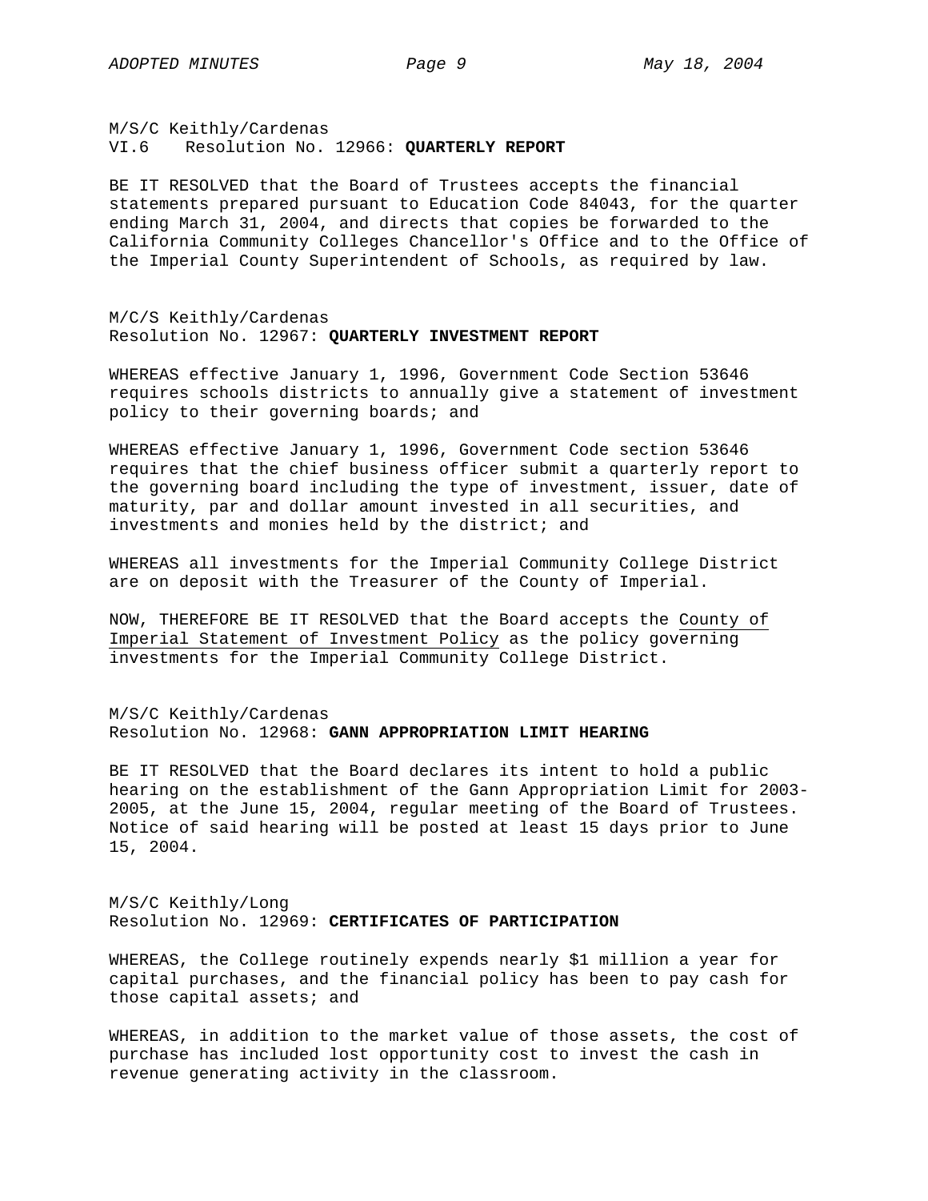M/S/C Keithly/Cardenas
VI.6 Resolution No. 12966: **QUARTERLY REPORT**

BE IT RESOLVED that the Board of Trustees accepts the financial statements prepared pursuant to Education Code 84043, for the quarter ending March 31, 2004, and directs that copies be forwarded to the California Community Colleges Chancellor's Office and to the Office of the Imperial County Superintendent of Schools, as required by law.

M/C/S Keithly/Cardenas
Resolution No. 12967: **QUARTERLY INVESTMENT REPORT**

WHEREAS effective January 1, 1996, Government Code Section 53646 requires schools districts to annually give a statement of investment policy to their governing boards; and

WHEREAS effective January 1, 1996, Government Code section 53646 requires that the chief business officer submit a quarterly report to the governing board including the type of investment, issuer, date of maturity, par and dollar amount invested in all securities, and investments and monies held by the district; and

WHEREAS all investments for the Imperial Community College District are on deposit with the Treasurer of the County of Imperial.

NOW, THEREFORE BE IT RESOLVED that the Board accepts the County of Imperial Statement of Investment Policy as the policy governing investments for the Imperial Community College District.

M/S/C Keithly/Cardenas
Resolution No. 12968: **GANN APPROPRIATION LIMIT HEARING**

BE IT RESOLVED that the Board declares its intent to hold a public hearing on the establishment of the Gann Appropriation Limit for 2003-2005, at the June 15, 2004, regular meeting of the Board of Trustees. Notice of said hearing will be posted at least 15 days prior to June 15, 2004.

M/S/C Keithly/Long
Resolution No. 12969: **CERTIFICATES OF PARTICIPATION**

WHEREAS, the College routinely expends nearly $1 million a year for capital purchases, and the financial policy has been to pay cash for those capital assets; and

WHEREAS, in addition to the market value of those assets, the cost of purchase has included lost opportunity cost to invest the cash in revenue generating activity in the classroom.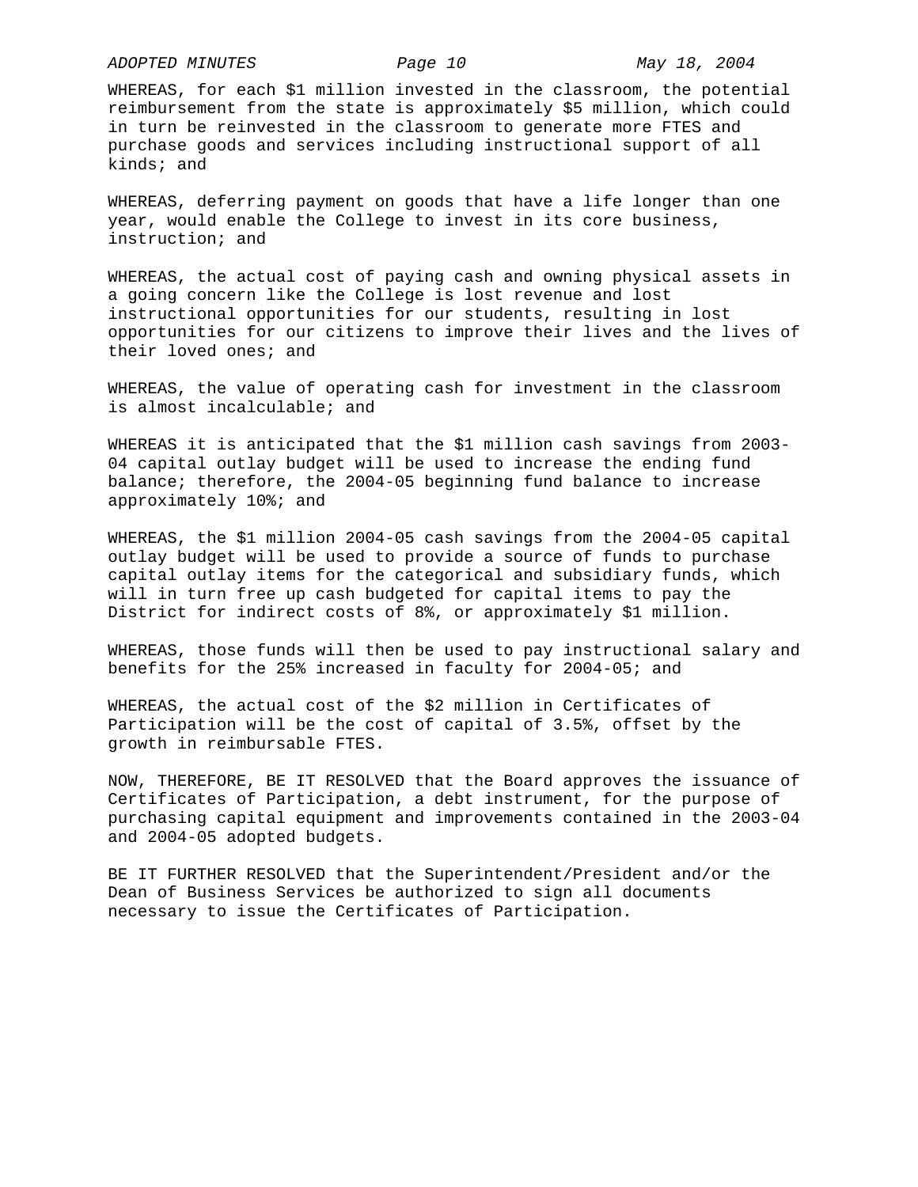WHEREAS, for each $1 million invested in the classroom, the potential reimbursement from the state is approximately $5 million, which could in turn be reinvested in the classroom to generate more FTES and purchase goods and services including instructional support of all kinds; and

WHEREAS, deferring payment on goods that have a life longer than one year, would enable the College to invest in its core business, instruction; and

WHEREAS, the actual cost of paying cash and owning physical assets in a going concern like the College is lost revenue and lost instructional opportunities for our students, resulting in lost opportunities for our citizens to improve their lives and the lives of their loved ones; and

WHEREAS, the value of operating cash for investment in the classroom is almost incalculable; and

WHEREAS it is anticipated that the $1 million cash savings from 2003-04 capital outlay budget will be used to increase the ending fund balance; therefore, the 2004-05 beginning fund balance to increase approximately 10%; and

WHEREAS, the $1 million 2004-05 cash savings from the 2004-05 capital outlay budget will be used to provide a source of funds to purchase capital outlay items for the categorical and subsidiary funds, which will in turn free up cash budgeted for capital items to pay the District for indirect costs of 8%, or approximately $1 million.

WHEREAS, those funds will then be used to pay instructional salary and benefits for the 25% increased in faculty for 2004-05; and

WHEREAS, the actual cost of the $2 million in Certificates of Participation will be the cost of capital of 3.5%, offset by the growth in reimbursable FTES.

NOW, THEREFORE, BE IT RESOLVED that the Board approves the issuance of Certificates of Participation, a debt instrument, for the purpose of purchasing capital equipment and improvements contained in the 2003-04 and 2004-05 adopted budgets.

BE IT FURTHER RESOLVED that the Superintendent/President and/or the Dean of Business Services be authorized to sign all documents necessary to issue the Certificates of Participation.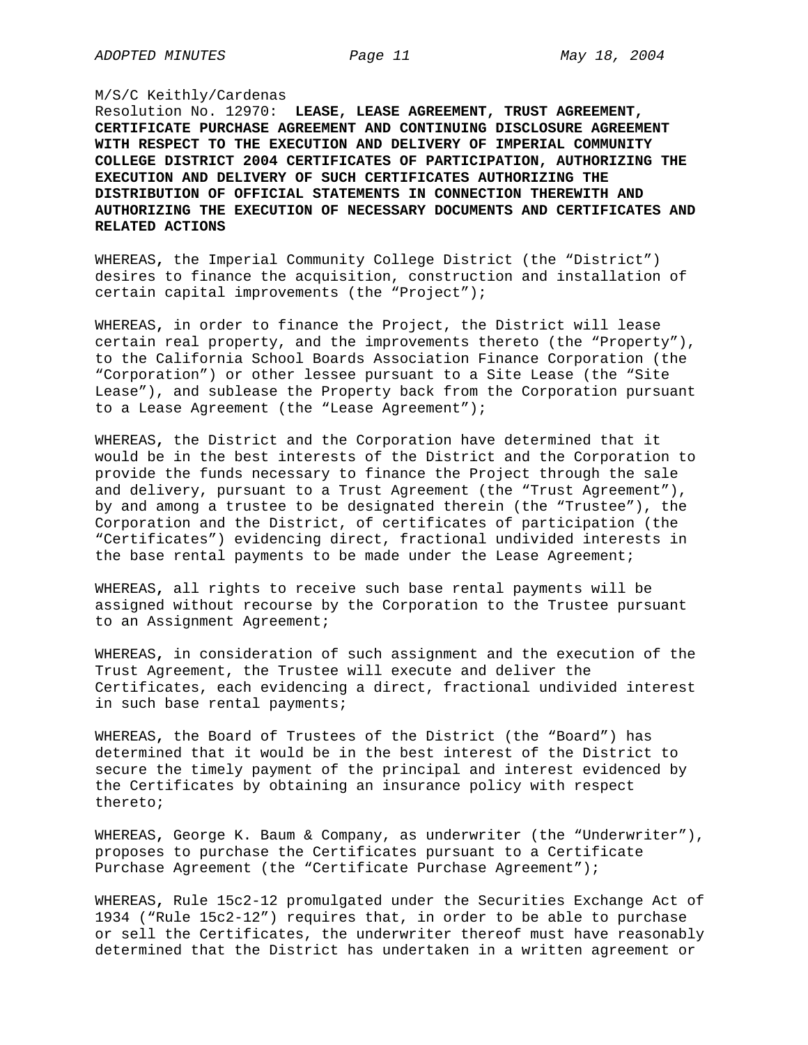M/S/C Keithly/Cardenas

Resolution No. 12970: **LEASE, LEASE AGREEMENT, TRUST AGREEMENT, CERTIFICATE PURCHASE AGREEMENT AND CONTINUING DISCLOSURE AGREEMENT WITH RESPECT TO THE EXECUTION AND DELIVERY OF IMPERIAL COMMUNITY COLLEGE DISTRICT 2004 CERTIFICATES OF PARTICIPATION, AUTHORIZING THE EXECUTION AND DELIVERY OF SUCH CERTIFICATES AUTHORIZING THE DISTRIBUTION OF OFFICIAL STATEMENTS IN CONNECTION THEREWITH AND AUTHORIZING THE EXECUTION OF NECESSARY DOCUMENTS AND CERTIFICATES AND RELATED ACTIONS**

WHEREAS, the Imperial Community College District (the "District") desires to finance the acquisition, construction and installation of certain capital improvements (the "Project");

WHEREAS, in order to finance the Project, the District will lease certain real property, and the improvements thereto (the "Property"), to the California School Boards Association Finance Corporation (the "Corporation") or other lessee pursuant to a Site Lease (the "Site Lease"), and sublease the Property back from the Corporation pursuant to a Lease Agreement (the "Lease Agreement");

WHEREAS, the District and the Corporation have determined that it would be in the best interests of the District and the Corporation to provide the funds necessary to finance the Project through the sale and delivery, pursuant to a Trust Agreement (the "Trust Agreement"), by and among a trustee to be designated therein (the "Trustee"), the Corporation and the District, of certificates of participation (the "Certificates") evidencing direct, fractional undivided interests in the base rental payments to be made under the Lease Agreement;

WHEREAS, all rights to receive such base rental payments will be assigned without recourse by the Corporation to the Trustee pursuant to an Assignment Agreement;

WHEREAS, in consideration of such assignment and the execution of the Trust Agreement, the Trustee will execute and deliver the Certificates, each evidencing a direct, fractional undivided interest in such base rental payments;

WHEREAS, the Board of Trustees of the District (the "Board") has determined that it would be in the best interest of the District to secure the timely payment of the principal and interest evidenced by the Certificates by obtaining an insurance policy with respect thereto;

WHEREAS, George K. Baum & Company, as underwriter (the "Underwriter"), proposes to purchase the Certificates pursuant to a Certificate Purchase Agreement (the "Certificate Purchase Agreement");

WHEREAS, Rule 15c2-12 promulgated under the Securities Exchange Act of 1934 ("Rule 15c2-12") requires that, in order to be able to purchase or sell the Certificates, the underwriter thereof must have reasonably determined that the District has undertaken in a written agreement or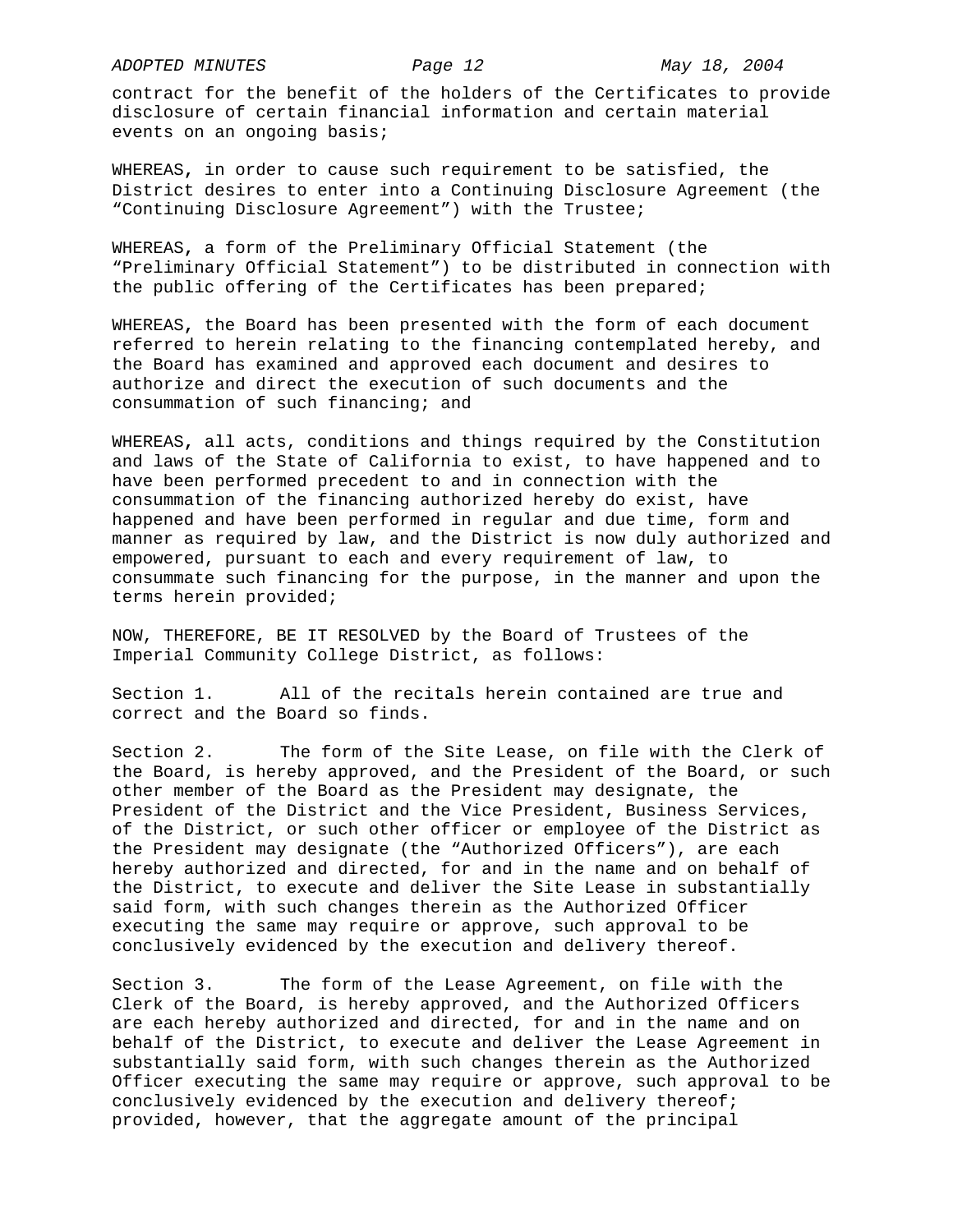contract for the benefit of the holders of the Certificates to provide disclosure of certain financial information and certain material events on an ongoing basis;

WHEREAS, in order to cause such requirement to be satisfied, the District desires to enter into a Continuing Disclosure Agreement (the "Continuing Disclosure Agreement") with the Trustee;

WHEREAS, a form of the Preliminary Official Statement (the "Preliminary Official Statement") to be distributed in connection with the public offering of the Certificates has been prepared;

WHEREAS, the Board has been presented with the form of each document referred to herein relating to the financing contemplated hereby, and the Board has examined and approved each document and desires to authorize and direct the execution of such documents and the consummation of such financing; and

WHEREAS, all acts, conditions and things required by the Constitution and laws of the State of California to exist, to have happened and to have been performed precedent to and in connection with the consummation of the financing authorized hereby do exist, have happened and have been performed in regular and due time, form and manner as required by law, and the District is now duly authorized and empowered, pursuant to each and every requirement of law, to consummate such financing for the purpose, in the manner and upon the terms herein provided;

NOW, THEREFORE, BE IT RESOLVED by the Board of Trustees of the Imperial Community College District, as follows:

Section 1. All of the recitals herein contained are true and correct and the Board so finds.

Section 2. The form of the Site Lease, on file with the Clerk of the Board, is hereby approved, and the President of the Board, or such other member of the Board as the President may designate, the President of the District and the Vice President, Business Services, of the District, or such other officer or employee of the District as the President may designate (the "Authorized Officers"), are each hereby authorized and directed, for and in the name and on behalf of the District, to execute and deliver the Site Lease in substantially said form, with such changes therein as the Authorized Officer executing the same may require or approve, such approval to be conclusively evidenced by the execution and delivery thereof.

Section 3. The form of the Lease Agreement, on file with the Clerk of the Board, is hereby approved, and the Authorized Officers are each hereby authorized and directed, for and in the name and on behalf of the District, to execute and deliver the Lease Agreement in substantially said form, with such changes therein as the Authorized Officer executing the same may require or approve, such approval to be conclusively evidenced by the execution and delivery thereof; provided, however, that the aggregate amount of the principal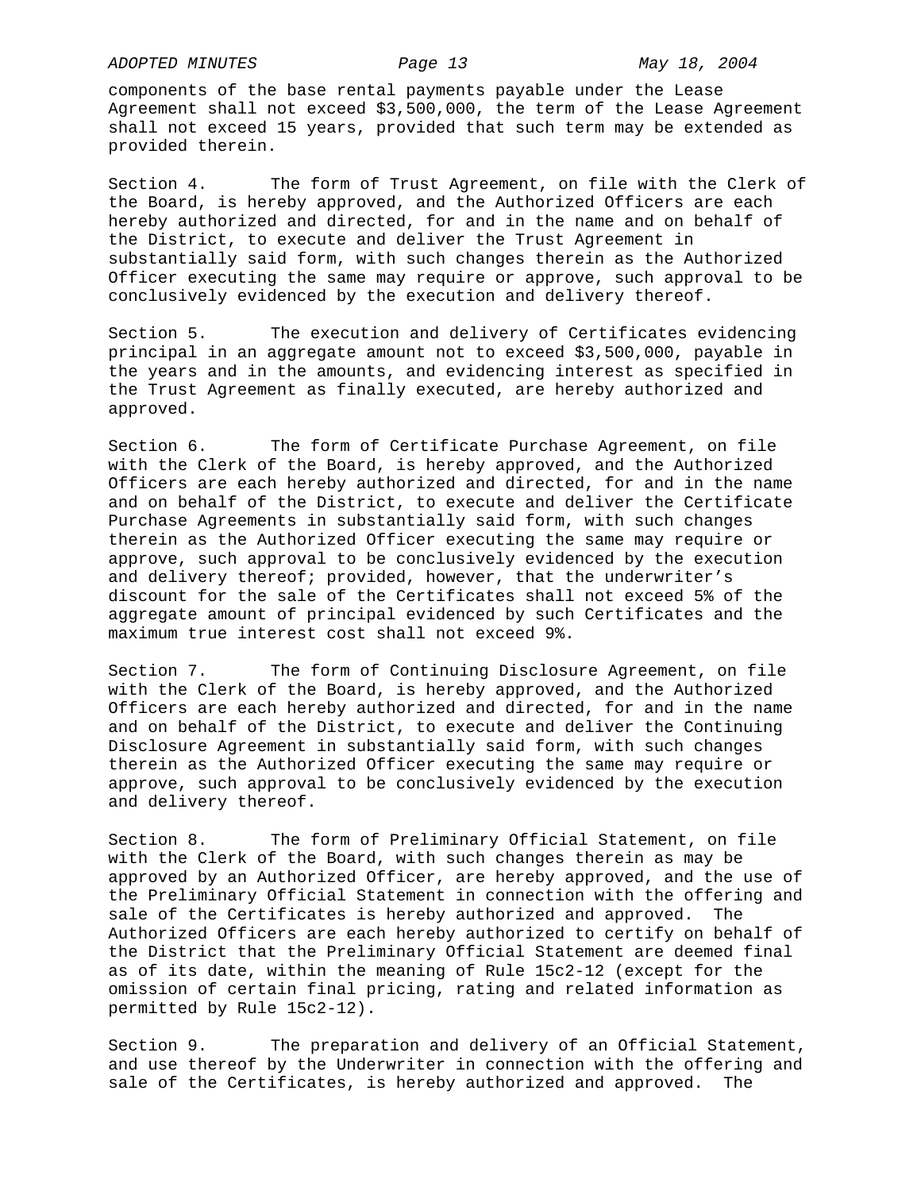components of the base rental payments payable under the Lease Agreement shall not exceed $3,500,000, the term of the Lease Agreement shall not exceed 15 years, provided that such term may be extended as provided therein.

Section 4. The form of Trust Agreement, on file with the Clerk of the Board, is hereby approved, and the Authorized Officers are each hereby authorized and directed, for and in the name and on behalf of the District, to execute and deliver the Trust Agreement in substantially said form, with such changes therein as the Authorized Officer executing the same may require or approve, such approval to be conclusively evidenced by the execution and delivery thereof.

Section 5. The execution and delivery of Certificates evidencing principal in an aggregate amount not to exceed $3,500,000, payable in the years and in the amounts, and evidencing interest as specified in the Trust Agreement as finally executed, are hereby authorized and approved.

Section 6. The form of Certificate Purchase Agreement, on file with the Clerk of the Board, is hereby approved, and the Authorized Officers are each hereby authorized and directed, for and in the name and on behalf of the District, to execute and deliver the Certificate Purchase Agreements in substantially said form, with such changes therein as the Authorized Officer executing the same may require or approve, such approval to be conclusively evidenced by the execution and delivery thereof; provided, however, that the underwriter's discount for the sale of the Certificates shall not exceed 5% of the aggregate amount of principal evidenced by such Certificates and the maximum true interest cost shall not exceed 9%.

Section 7. The form of Continuing Disclosure Agreement, on file with the Clerk of the Board, is hereby approved, and the Authorized Officers are each hereby authorized and directed, for and in the name and on behalf of the District, to execute and deliver the Continuing Disclosure Agreement in substantially said form, with such changes therein as the Authorized Officer executing the same may require or approve, such approval to be conclusively evidenced by the execution and delivery thereof.

Section 8. The form of Preliminary Official Statement, on file with the Clerk of the Board, with such changes therein as may be approved by an Authorized Officer, are hereby approved, and the use of the Preliminary Official Statement in connection with the offering and sale of the Certificates is hereby authorized and approved. The Authorized Officers are each hereby authorized to certify on behalf of the District that the Preliminary Official Statement are deemed final as of its date, within the meaning of Rule 15c2-12 (except for the omission of certain final pricing, rating and related information as permitted by Rule 15c2-12).

Section 9. The preparation and delivery of an Official Statement, and use thereof by the Underwriter in connection with the offering and sale of the Certificates, is hereby authorized and approved. The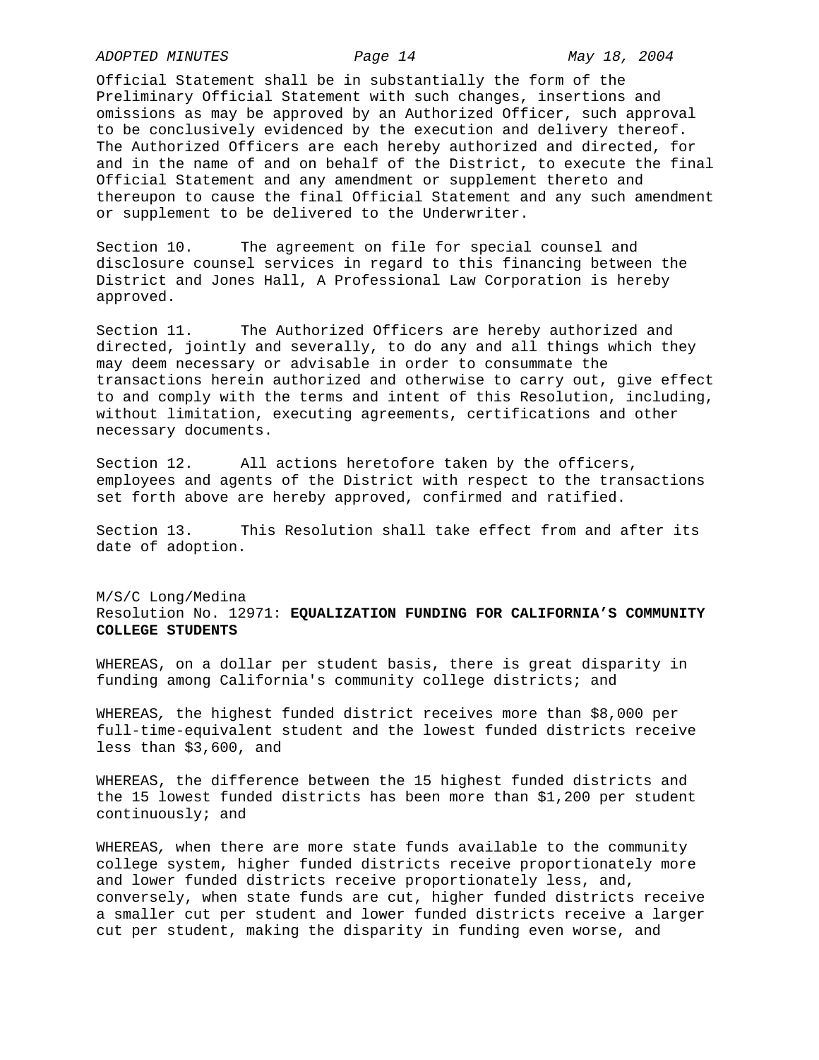Official Statement shall be in substantially the form of the Preliminary Official Statement with such changes, insertions and omissions as may be approved by an Authorized Officer, such approval to be conclusively evidenced by the execution and delivery thereof. The Authorized Officers are each hereby authorized and directed, for and in the name of and on behalf of the District, to execute the final Official Statement and any amendment or supplement thereto and thereupon to cause the final Official Statement and any such amendment or supplement to be delivered to the Underwriter.

Section 10. The agreement on file for special counsel and disclosure counsel services in regard to this financing between the District and Jones Hall, A Professional Law Corporation is hereby approved.

Section 11. The Authorized Officers are hereby authorized and directed, jointly and severally, to do any and all things which they may deem necessary or advisable in order to consummate the transactions herein authorized and otherwise to carry out, give effect to and comply with the terms and intent of this Resolution, including, without limitation, executing agreements, certifications and other necessary documents.

Section 12. All actions heretofore taken by the officers, employees and agents of the District with respect to the transactions set forth above are hereby approved, confirmed and ratified.

Section 13. This Resolution shall take effect from and after its date of adoption.

M/S/C Long/Medina
Resolution No. 12971: **EQUALIZATION FUNDING FOR CALIFORNIA'S COMMUNITY COLLEGE STUDENTS**

WHEREAS, on a dollar per student basis, there is great disparity in funding among California's community college districts; and

WHEREAS, the highest funded district receives more than $8,000 per full-time-equivalent student and the lowest funded districts receive less than $3,600, and

WHEREAS, the difference between the 15 highest funded districts and the 15 lowest funded districts has been more than $1,200 per student continuously; and

WHEREAS, when there are more state funds available to the community college system, higher funded districts receive proportionately more and lower funded districts receive proportionately less, and, conversely, when state funds are cut, higher funded districts receive a smaller cut per student and lower funded districts receive a larger cut per student, making the disparity in funding even worse, and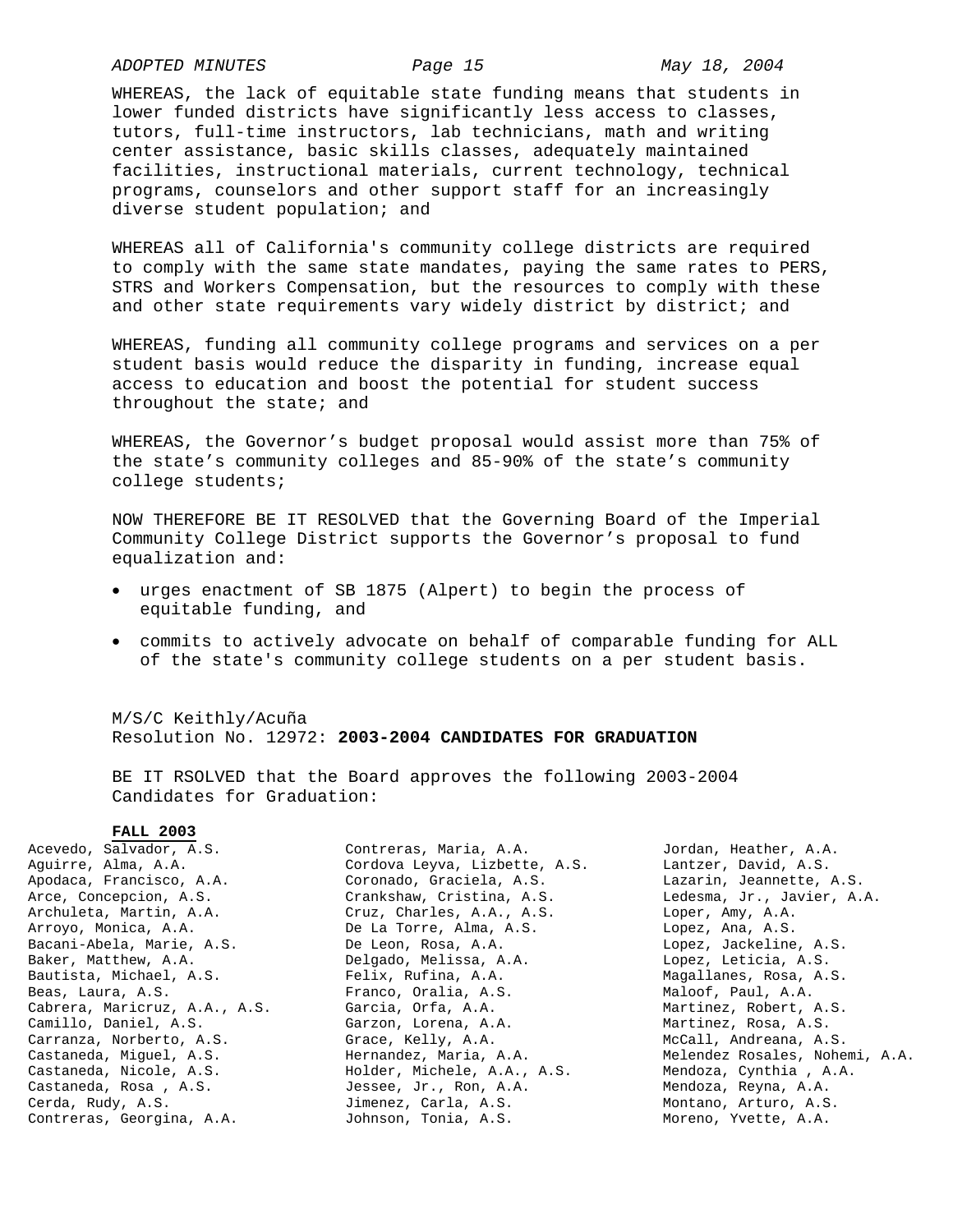WHEREAS, the lack of equitable state funding means that students in lower funded districts have significantly less access to classes, tutors, full-time instructors, lab technicians, math and writing center assistance, basic skills classes, adequately maintained facilities, instructional materials, current technology, technical programs, counselors and other support staff for an increasingly diverse student population; and

WHEREAS all of California's community college districts are required to comply with the same state mandates, paying the same rates to PERS, STRS and Workers Compensation, but the resources to comply with these and other state requirements vary widely district by district; and

WHEREAS, funding all community college programs and services on a per student basis would reduce the disparity in funding, increase equal access to education and boost the potential for student success throughout the state; and

WHEREAS, the Governor's budget proposal would assist more than 75% of the state's community colleges and 85-90% of the state's community college students;

NOW THEREFORE BE IT RESOLVED that the Governing Board of the Imperial Community College District supports the Governor's proposal to fund equalization and:

- urges enactment of SB 1875 (Alpert) to begin the process of equitable funding, and
- commits to actively advocate on behalf of comparable funding for ALL of the state's community college students on a per student basis.

M/S/C Keithly/Acuña
Resolution No. 12972: **2003-2004 CANDIDATES FOR GRADUATION**

BE IT RSOLVED that the Board approves the following 2003-2004 Candidates for Graduation:

**FALL 2003**

Acevedo, Salvador, A.S.
Aguirre, Alma, A.A.
Apodaca, Francisco, A.A.
Arce, Concepcion, A.S.
Archuleta, Martin, A.A.
Arroyo, Monica, A.A.
Bacani-Abela, Marie, A.S.
Baker, Matthew, A.A.
Bautista, Michael, A.S.
Beas, Laura, A.S.
Cabrera, Maricruz, A.A., A.S.
Camillo, Daniel, A.S.
Carranza, Norberto, A.S.
Castaneda, Miguel, A.S.
Castaneda, Nicole, A.S.
Castaneda, Rosa , A.S.
Cerda, Rudy, A.S.
Contreras, Georgina, A.A.
Contreras, Maria, A.A.
Cordova Leyva, Lizbette, A.S.
Coronado, Graciela, A.S.
Crankshaw, Cristina, A.S.
Cruz, Charles, A.A., A.S.
De La Torre, Alma, A.S.
De Leon, Rosa, A.A.
Delgado, Melissa, A.A.
Felix, Rufina, A.A.
Franco, Oralia, A.S.
Garcia, Orfa, A.A.
Garzon, Lorena, A.A.
Grace, Kelly, A.A.
Hernandez, Maria, A.A.
Holder, Michele, A.A., A.S.
Jessee, Jr., Ron, A.A.
Jimenez, Carla, A.S.
Johnson, Tonia, A.S.
Jordan, Heather, A.A.
Lantzer, David, A.S.
Lazarin, Jeannette, A.S.
Ledesma, Jr., Javier, A.A.
Loper, Amy, A.A.
Lopez, Ana, A.S.
Lopez, Jackeline, A.S.
Lopez, Leticia, A.S.
Magallanes, Rosa, A.S.
Maloof, Paul, A.A.
Martinez, Robert, A.S.
Martinez, Rosa, A.S.
McCall, Andreana, A.S.
Melendez Rosales, Nohemi, A.A.
Mendoza, Cynthia , A.A.
Mendoza, Reyna, A.A.
Montano, Arturo, A.S.
Moreno, Yvette, A.A.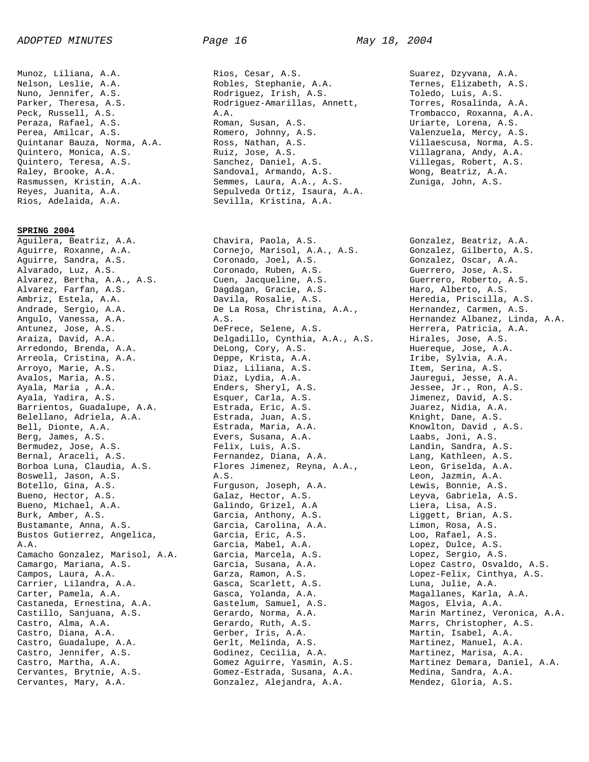Munoz, Liliana, A.A.
Nelson, Leslie, A.A.
Nuno, Jennifer, A.S.
Parker, Theresa, A.S.
Peck, Russell, A.S.
Peraza, Rafael, A.S.
Perea, Amilcar, A.S.
Quintanar Bauza, Norma, A.A.
Quintero, Monica, A.S.
Quintero, Teresa, A.S.
Raley, Brooke, A.A.
Rasmussen, Kristin, A.A.
Reyes, Juanita, A.A.
Rios, Adelaida, A.A.
Rios, Cesar, A.S.
Robles, Stephanie, A.A.
Rodriguez, Irish, A.S.
Rodriguez-Amarillas, Annett, A.A.
Roman, Susan, A.S.
Romero, Johnny, A.S.
Ross, Nathan, A.S.
Ruiz, Jose, A.S.
Sanchez, Daniel, A.S.
Sandoval, Armando, A.S.
Semmes, Laura, A.A., A.S.
Sepulveda Ortiz, Isaura, A.A.
Sevilla, Kristina, A.A.
Suarez, Dzyvana, A.A.
Ternes, Elizabeth, A.S.
Toledo, Luis, A.S.
Torres, Rosalinda, A.A.
Trombacco, Roxanna, A.A.
Uriarte, Lorena, A.S.
Valenzuela, Mercy, A.S.
Villaescusa, Norma, A.S.
Villagrana, Andy, A.A.
Villegas, Robert, A.S.
Wong, Beatriz, A.A.
Zuniga, John, A.S.

**SPRING 2004**

Aguilera, Beatriz, A.A.
Aguirre, Roxanne, A.A.
Aguirre, Sandra, A.S.
Alvarado, Luz, A.S.
Alvarez, Bertha, A.A., A.S.
Alvarez, Farfan, A.S.
Ambriz, Estela, A.A.
Andrade, Sergio, A.A.
Angulo, Vanessa, A.A.
Antunez, Jose, A.S.
Araiza, David, A.A.
Arredondo, Brenda, A.A.
Arreola, Cristina, A.A.
Arroyo, Marie, A.S.
Avalos, Maria, A.S.
Ayala, Maria , A.A.
Ayala, Yadira, A.S.
Barrientos, Guadalupe, A.A.
Belellano, Adriela, A.A.
Bell, Dionte, A.A.
Berg, James, A.S.
Bermudez, Jose, A.S.
Bernal, Araceli, A.S.
Borboa Luna, Claudia, A.S.
Boswell, Jason, A.S.
Botello, Gina, A.S.
Bueno, Hector, A.S.
Bueno, Michael, A.A.
Burk, Amber, A.S.
Bustamante, Anna, A.S.
Bustos Gutierrez, Angelica, A.A.
Camacho Gonzalez, Marisol, A.A.
Camargo, Mariana, A.S.
Campos, Laura, A.A.
Carrier, Lilandra, A.A.
Carter, Pamela, A.A.
Castaneda, Ernestina, A.A.
Castillo, Sanjuana, A.S.
Castro, Alma, A.A.
Castro, Diana, A.A.
Castro, Guadalupe, A.A.
Castro, Jennifer, A.S.
Castro, Martha, A.A.
Cervantes, Brytnie, A.S.
Cervantes, Mary, A.A.
Chavira, Paola, A.S.
Cornejo, Marisol, A.A., A.S.
Coronado, Joel, A.S.
Coronado, Ruben, A.S.
Cuen, Jacqueline, A.S.
Dagdagan, Gracie, A.S.
Davila, Rosalie, A.S.
De La Rosa, Christina, A.A., A.S.
DeFrece, Selene, A.S.
Delgadillo, Cynthia, A.A., A.S.
DeLong, Cory, A.S.
Deppe, Krista, A.A.
Diaz, Liliana, A.S.
Diaz, Lydia, A.A.
Enders, Sheryl, A.S.
Esquer, Carla, A.S.
Estrada, Eric, A.S.
Estrada, Juan, A.S.
Estrada, Maria, A.A.
Evers, Susana, A.A.
Felix, Luis, A.S.
Fernandez, Diana, A.A.
Flores Jimenez, Reyna, A.A., A.S.
Furguson, Joseph, A.A.
Galaz, Hector, A.S.
Galindo, Grizel, A.A
Garcia, Anthony, A.S.
Garcia, Carolina, A.A.
Garcia, Eric, A.S.
Garcia, Mabel, A.A.
Garcia, Marcela, A.S.
Garcia, Susana, A.A.
Garza, Ramon, A.S.
Gasca, Scarlett, A.S.
Gasca, Yolanda, A.A.
Gastelum, Samuel, A.S.
Gerardo, Norma, A.A.
Gerardo, Ruth, A.S.
Gerber, Iris, A.A.
Gerlt, Melinda, A.S.
Godinez, Cecilia, A.A.
Gomez Aguirre, Yasmin, A.S.
Gomez-Estrada, Susana, A.A.
Gonzalez, Alejandra, A.A.
Gonzalez, Beatriz, A.A.
Gonzalez, Gilberto, A.S.
Gonzalez, Oscar, A.A.
Guerrero, Jose, A.S.
Guerrero, Roberto, A.S.
Haro, Alberto, A.S.
Heredia, Priscilla, A.S.
Hernandez, Carmen, A.S.
Hernandez Albanez, Linda, A.A.
Herrera, Patricia, A.A.
Hirales, Jose, A.S.
Huereque, Jose, A.A.
Iribe, Sylvia, A.A.
Item, Serina, A.S.
Jauregui, Jesse, A.A.
Jessee, Jr., Ron, A.S.
Jimenez, David, A.S.
Juarez, Nidia, A.A.
Knight, Dane, A.S.
Knowlton, David , A.S.
Laabs, Joni, A.S.
Landin, Sandra, A.S.
Lang, Kathleen, A.S.
Leon, Griselda, A.A.
Leon, Jazmin, A.A.
Lewis, Bonnie, A.S.
Leyva, Gabriela, A.S.
Liera, Lisa, A.S.
Liggett, Brian, A.S.
Limon, Rosa, A.S.
Loo, Rafael, A.S.
Lopez, Dulce, A.S.
Lopez, Sergio, A.S.
Lopez Castro, Osvaldo, A.S.
Lopez-Felix, Cinthya, A.S.
Luna, Julie, A.A.
Magallanes, Karla, A.A.
Magos, Elvia, A.A.
Marin Martinez, Veronica, A.A.
Marrs, Christopher, A.S.
Martin, Isabel, A.A.
Martinez, Manuel, A.A.
Martinez, Marisa, A.A.
Martinez Demara, Daniel, A.A.
Medina, Sandra, A.A.
Mendez, Gloria, A.S.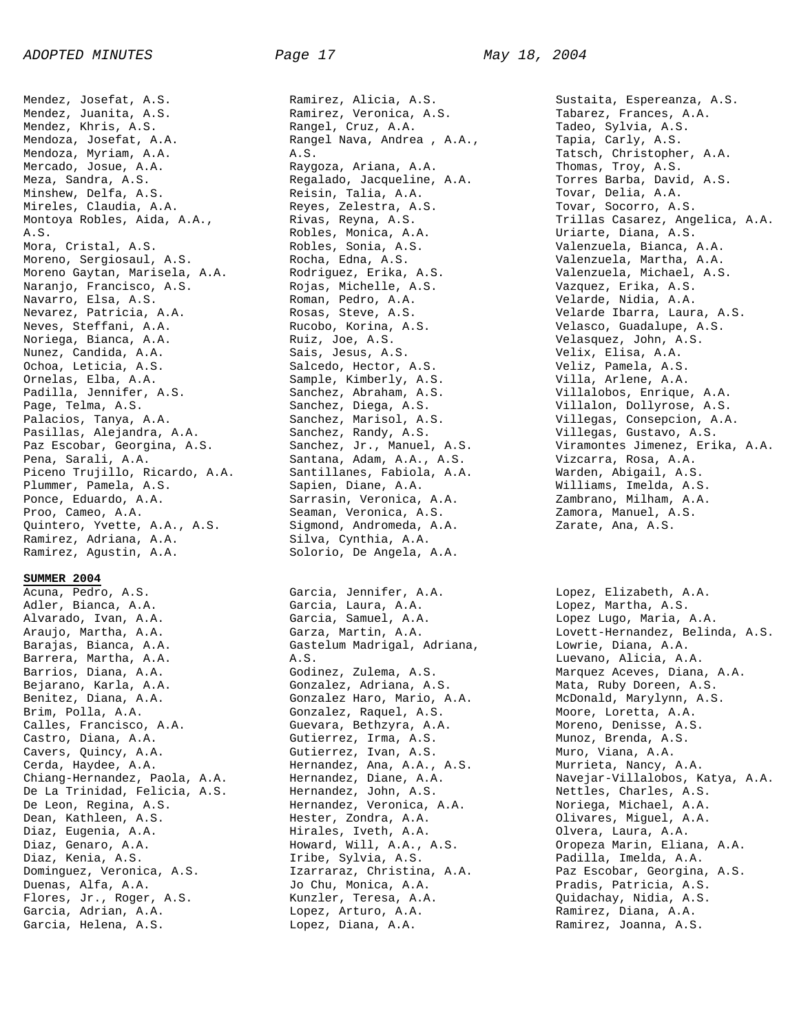Mendez, Josefat, A.S.
Mendez, Juanita, A.S.
Mendez, Khris, A.S.
Mendoza, Josefat, A.A.
Mendoza, Myriam, A.A.
Mercado, Josue, A.A.
Meza, Sandra, A.S.
Minshew, Delfa, A.S.
Mireles, Claudia, A.A.
Montoya Robles, Aida, A.A., A.S.
Mora, Cristal, A.S.
Moreno, Sergiosaul, A.S.
Moreno Gaytan, Marisela, A.A.
Naranjo, Francisco, A.S.
Navarro, Elsa, A.S.
Nevarez, Patricia, A.A.
Neves, Steffani, A.A.
Noriega, Bianca, A.A.
Nunez, Candida, A.A.
Ochoa, Leticia, A.S.
Ornelas, Elba, A.A.
Padilla, Jennifer, A.S.
Page, Telma, A.S.
Palacios, Tanya, A.A.
Pasillas, Alejandra, A.A.
Paz Escobar, Georgina, A.S.
Pena, Sarali, A.A.
Piceno Trujillo, Ricardo, A.A.
Plummer, Pamela, A.S.
Ponce, Eduardo, A.A.
Proo, Cameo, A.A.
Quintero, Yvette, A.A., A.S.
Ramirez, Adriana, A.A.
Ramirez, Agustin, A.A.
Ramirez, Alicia, A.S.
Ramirez, Veronica, A.S.
Rangel, Cruz, A.A.
Rangel Nava, Andrea , A.A., A.S.
Raygoza, Ariana, A.A.
Regalado, Jacqueline, A.A.
Reisin, Talia, A.A.
Reyes, Zelestra, A.S.
Rivas, Reyna, A.S.
Robles, Monica, A.A.
Robles, Sonia, A.S.
Rocha, Edna, A.S.
Rodriguez, Erika, A.S.
Rojas, Michelle, A.S.
Roman, Pedro, A.A.
Rosas, Steve, A.S.
Rucobo, Korina, A.S.
Ruiz, Joe, A.S.
Sais, Jesus, A.S.
Salcedo, Hector, A.S.
Sample, Kimberly, A.S.
Sanchez, Abraham, A.S.
Sanchez, Diega, A.S.
Sanchez, Marisol, A.S.
Sanchez, Randy, A.S.
Sanchez, Jr., Manuel, A.S.
Santana, Adam, A.A., A.S.
Santillanes, Fabiola, A.A.
Sapien, Diane, A.A.
Sarrasin, Veronica, A.A.
Seaman, Veronica, A.S.
Sigmond, Andromeda, A.A.
Silva, Cynthia, A.A.
Solorio, De Angela, A.A.
Sustaita, Espereanza, A.S.
Tabarez, Frances, A.A.
Tadeo, Sylvia, A.S.
Tapia, Carly, A.S.
Tatsch, Christopher, A.A.
Thomas, Troy, A.S.
Torres Barba, David, A.S.
Tovar, Delia, A.A.
Tovar, Socorro, A.S.
Trillas Casarez, Angelica, A.A.
Uriarte, Diana, A.S.
Valenzuela, Bianca, A.A.
Valenzuela, Martha, A.A.
Valenzuela, Michael, A.S.
Vazquez, Erika, A.S.
Velarde, Nidia, A.A.
Velarde Ibarra, Laura, A.S.
Velasco, Guadalupe, A.S.
Velasquez, John, A.S.
Velix, Elisa, A.A.
Veliz, Pamela, A.S.
Villa, Arlene, A.A.
Villalobos, Enrique, A.A.
Villalon, Dollyrose, A.S.
Villegas, Consepcion, A.A.
Villegas, Gustavo, A.S.
Viramontes Jimenez, Erika, A.A.
Vizcarra, Rosa, A.A.
Warden, Abigail, A.S.
Williams, Imelda, A.S.
Zambrano, Milham, A.A.
Zamora, Manuel, A.S.
Zarate, Ana, A.S.

**SUMMER 2004**

Acuna, Pedro, A.S.
Adler, Bianca, A.A.
Alvarado, Ivan, A.A.
Araujo, Martha, A.A.
Barajas, Bianca, A.A.
Barrera, Martha, A.A.
Barrios, Diana, A.A.
Bejarano, Karla, A.A.
Benitez, Diana, A.A.
Brim, Polla, A.A.
Calles, Francisco, A.A.
Castro, Diana, A.A.
Cavers, Quincy, A.A.
Cerda, Haydee, A.A.
Chiang-Hernandez, Paola, A.A.
De La Trinidad, Felicia, A.S.
De Leon, Regina, A.S.
Dean, Kathleen, A.S.
Diaz, Eugenia, A.A.
Diaz, Genaro, A.A.
Diaz, Kenia, A.S.
Dominguez, Veronica, A.S.
Duenas, Alfa, A.A.
Flores, Jr., Roger, A.S.
Garcia, Adrian, A.A.
Garcia, Helena, A.S.
Garcia, Jennifer, A.A.
Garcia, Laura, A.A.
Garcia, Samuel, A.A.
Garza, Martin, A.A.
Gastelum Madrigal, Adriana, A.S.
Godinez, Zulema, A.S.
Gonzalez, Adriana, A.S.
Gonzalez Haro, Mario, A.A.
Gonzalez, Raquel, A.S.
Guevara, Bethzyra, A.A.
Gutierrez, Irma, A.S.
Gutierrez, Ivan, A.S.
Hernandez, Ana, A.A., A.S.
Hernandez, Diane, A.A.
Hernandez, John, A.S.
Hernandez, Veronica, A.A.
Hester, Zondra, A.A.
Hirales, Iveth, A.A.
Howard, Will, A.A., A.S.
Iribe, Sylvia, A.S.
Izarraraz, Christina, A.A.
Jo Chu, Monica, A.A.
Kunzler, Teresa, A.A.
Lopez, Arturo, A.A.
Lopez, Diana, A.A.
Lopez, Elizabeth, A.A.
Lopez, Martha, A.S.
Lopez Lugo, Maria, A.A.
Lovett-Hernandez, Belinda, A.S.
Lowrie, Diana, A.A.
Luevano, Alicia, A.A.
Marquez Aceves, Diana, A.A.
Mata, Ruby Doreen, A.S.
McDonald, Marylynn, A.S.
Moore, Loretta, A.A.
Moreno, Denisse, A.S.
Munoz, Brenda, A.S.
Muro, Viana, A.A.
Murrieta, Nancy, A.A.
Navejar-Villalobos, Katya, A.A.
Nettles, Charles, A.S.
Noriega, Michael, A.A.
Olivares, Miguel, A.A.
Olvera, Laura, A.A.
Oropeza Marin, Eliana, A.A.
Padilla, Imelda, A.A.
Paz Escobar, Georgina, A.S.
Pradis, Patricia, A.S.
Quidachay, Nidia, A.S.
Ramirez, Diana, A.A.
Ramirez, Joanna, A.S.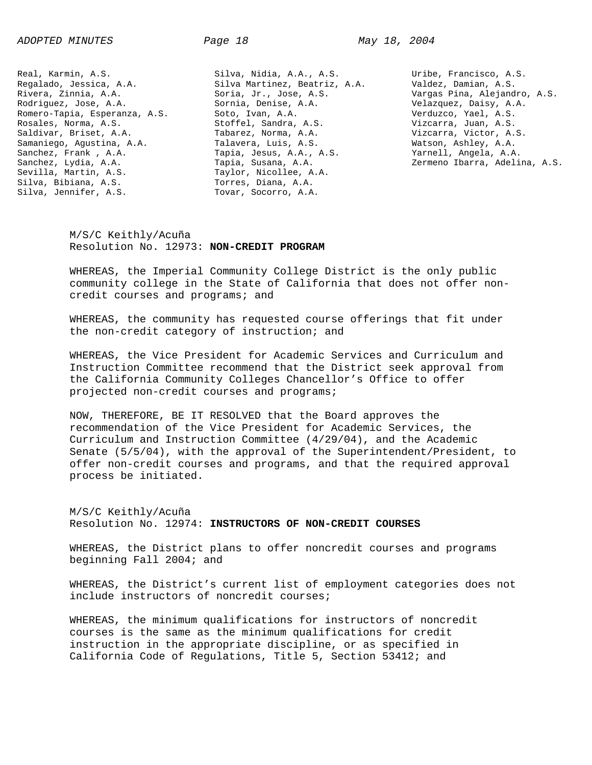Real, Karmin, A.S.
Regalado, Jessica, A.A.
Rivera, Zinnia, A.A.
Rodriguez, Jose, A.A.
Romero-Tapia, Esperanza, A.S.
Rosales, Norma, A.S.
Saldivar, Briset, A.A.
Samaniego, Agustina, A.A.
Sanchez, Frank , A.A.
Sanchez, Lydia, A.A.
Sevilla, Martin, A.S.
Silva, Bibiana, A.S.
Silva, Jennifer, A.S.
Silva, Nidia, A.A., A.S.
Silva Martinez, Beatriz, A.A.
Soria, Jr., Jose, A.S.
Sornia, Denise, A.A.
Soto, Ivan, A.A.
Stoffel, Sandra, A.S.
Tabarez, Norma, A.A.
Talavera, Luis, A.S.
Tapia, Jesus, A.A., A.S.
Tapia, Susana, A.A.
Taylor, Nicollee, A.A.
Torres, Diana, A.A.
Tovar, Socorro, A.A.
Uribe, Francisco, A.S.
Valdez, Damian, A.S.
Vargas Pina, Alejandro, A.S.
Velazquez, Daisy, A.A.
Verduzco, Yael, A.S.
Vizcarra, Juan, A.S.
Vizcarra, Victor, A.S.
Watson, Ashley, A.A.
Yarnell, Angela, A.A.
Zermeno Ibarra, Adelina, A.S.

M/S/C Keithly/Acuña
Resolution No. 12973: **NON-CREDIT PROGRAM**

WHEREAS, the Imperial Community College District is the only public community college in the State of California that does not offer non-credit courses and programs; and

WHEREAS, the community has requested course offerings that fit under the non-credit category of instruction; and

WHEREAS, the Vice President for Academic Services and Curriculum and Instruction Committee recommend that the District seek approval from the California Community Colleges Chancellor's Office to offer projected non-credit courses and programs;

NOW, THEREFORE, BE IT RESOLVED that the Board approves the recommendation of the Vice President for Academic Services, the Curriculum and Instruction Committee (4/29/04), and the Academic Senate (5/5/04), with the approval of the Superintendent/President, to offer non-credit courses and programs, and that the required approval process be initiated.

M/S/C Keithly/Acuña
Resolution No. 12974: **INSTRUCTORS OF NON-CREDIT COURSES**

WHEREAS, the District plans to offer noncredit courses and programs beginning Fall 2004; and

WHEREAS, the District's current list of employment categories does not include instructors of noncredit courses;

WHEREAS, the minimum qualifications for instructors of noncredit courses is the same as the minimum qualifications for credit instruction in the appropriate discipline, or as specified in California Code of Regulations, Title 5, Section 53412; and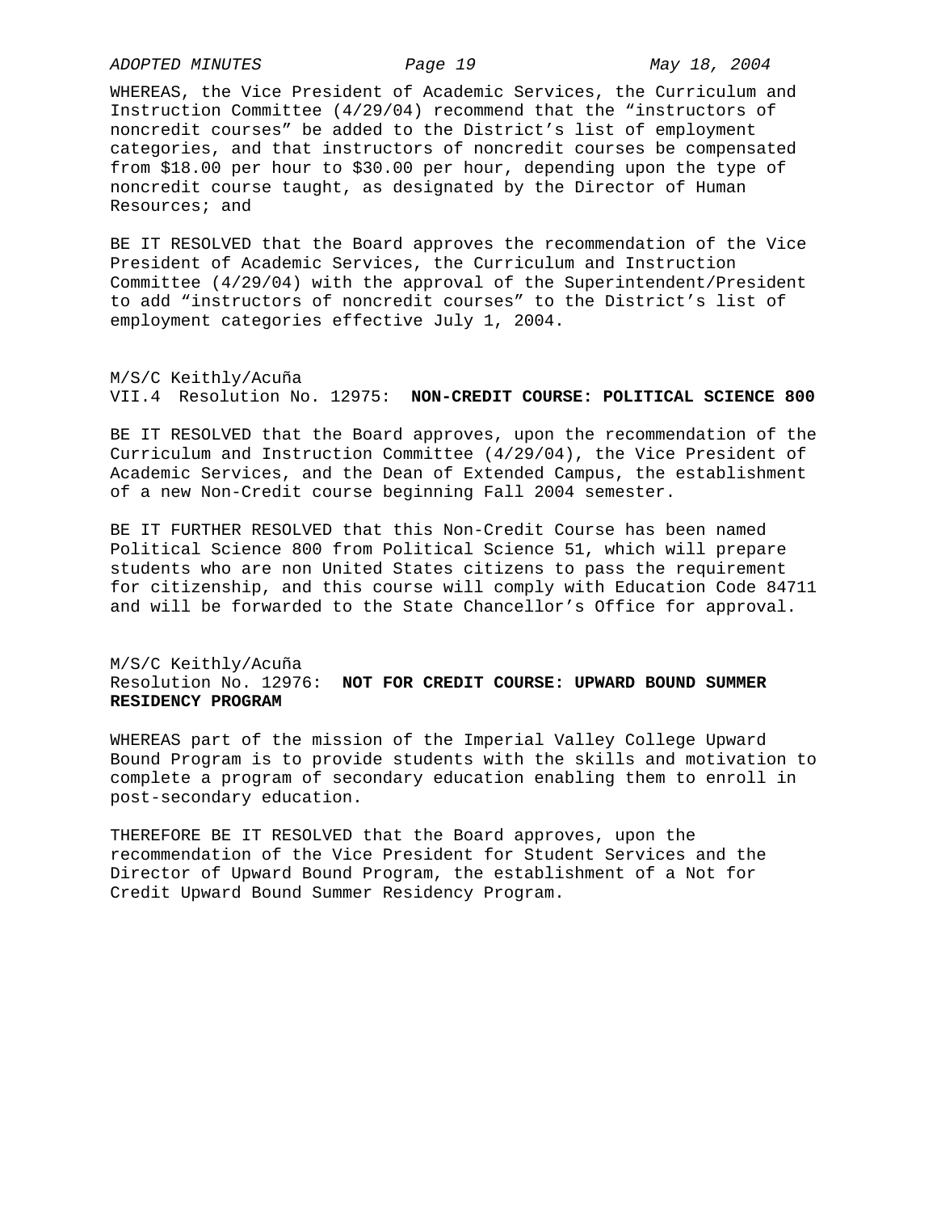WHEREAS, the Vice President of Academic Services, the Curriculum and Instruction Committee (4/29/04) recommend that the "instructors of noncredit courses" be added to the District's list of employment categories, and that instructors of noncredit courses be compensated from $18.00 per hour to $30.00 per hour, depending upon the type of noncredit course taught, as designated by the Director of Human Resources; and

BE IT RESOLVED that the Board approves the recommendation of the Vice President of Academic Services, the Curriculum and Instruction Committee (4/29/04) with the approval of the Superintendent/President to add "instructors of noncredit courses" to the District's list of employment categories effective July 1, 2004.

M/S/C Keithly/Acuña
VII.4 Resolution No. 12975: **NON-CREDIT COURSE: POLITICAL SCIENCE 800**

BE IT RESOLVED that the Board approves, upon the recommendation of the Curriculum and Instruction Committee (4/29/04), the Vice President of Academic Services, and the Dean of Extended Campus, the establishment of a new Non-Credit course beginning Fall 2004 semester.

BE IT FURTHER RESOLVED that this Non-Credit Course has been named Political Science 800 from Political Science 51, which will prepare students who are non United States citizens to pass the requirement for citizenship, and this course will comply with Education Code 84711 and will be forwarded to the State Chancellor's Office for approval.

M/S/C Keithly/Acuña
Resolution No. 12976: **NOT FOR CREDIT COURSE: UPWARD BOUND SUMMER RESIDENCY PROGRAM**

WHEREAS part of the mission of the Imperial Valley College Upward Bound Program is to provide students with the skills and motivation to complete a program of secondary education enabling them to enroll in post-secondary education.

THEREFORE BE IT RESOLVED that the Board approves, upon the recommendation of the Vice President for Student Services and the Director of Upward Bound Program, the establishment of a Not for Credit Upward Bound Summer Residency Program.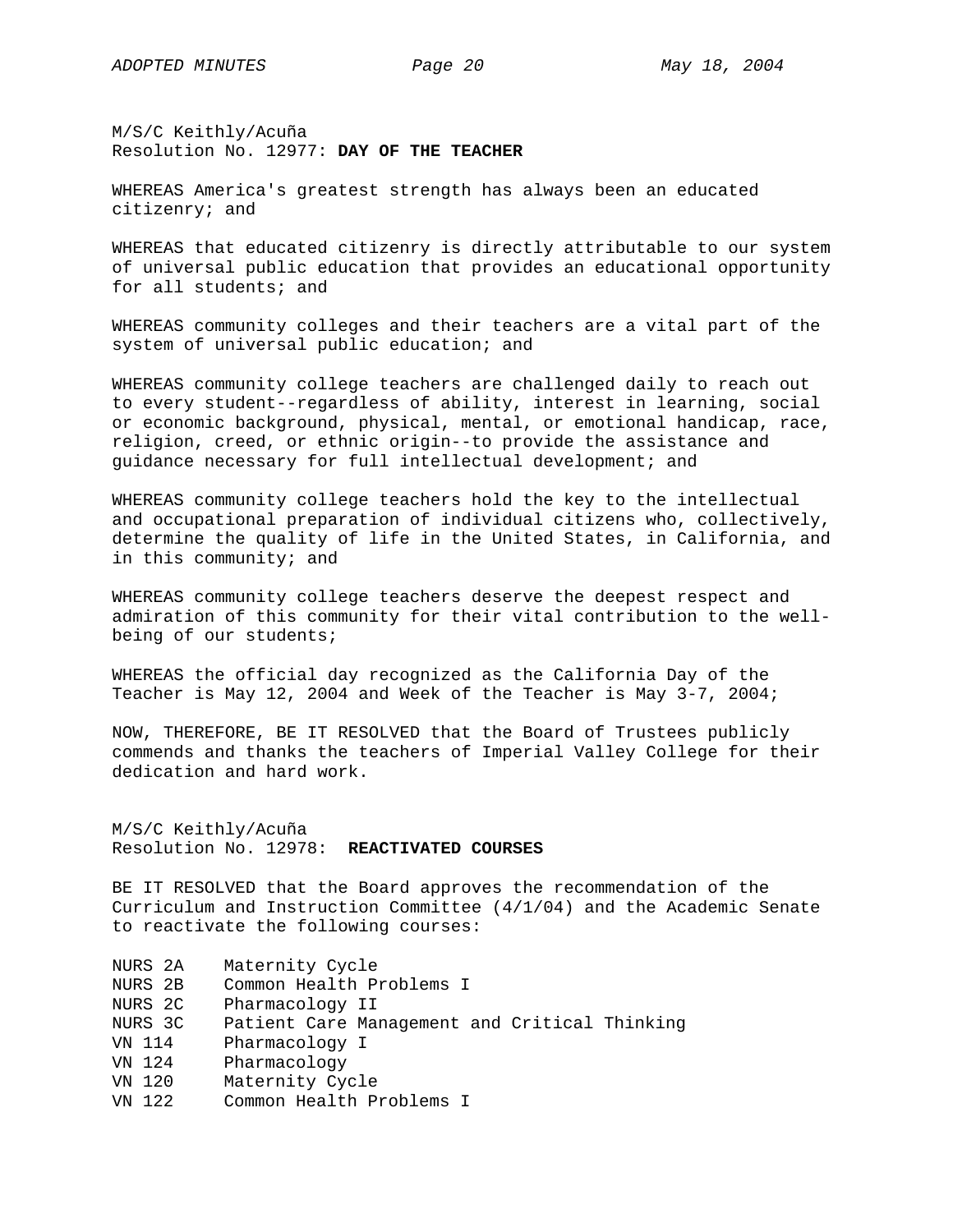M/S/C Keithly/Acuña
Resolution No. 12977: **DAY OF THE TEACHER**

WHEREAS America's greatest strength has always been an educated citizenry; and

WHEREAS that educated citizenry is directly attributable to our system of universal public education that provides an educational opportunity for all students; and

WHEREAS community colleges and their teachers are a vital part of the system of universal public education; and

WHEREAS community college teachers are challenged daily to reach out to every student--regardless of ability, interest in learning, social or economic background, physical, mental, or emotional handicap, race, religion, creed, or ethnic origin--to provide the assistance and guidance necessary for full intellectual development; and

WHEREAS community college teachers hold the key to the intellectual and occupational preparation of individual citizens who, collectively, determine the quality of life in the United States, in California, and in this community; and

WHEREAS community college teachers deserve the deepest respect and admiration of this community for their vital contribution to the well-being of our students;

WHEREAS the official day recognized as the California Day of the Teacher is May 12, 2004 and Week of the Teacher is May 3-7, 2004;

NOW, THEREFORE, BE IT RESOLVED that the Board of Trustees publicly commends and thanks the teachers of Imperial Valley College for their dedication and hard work.

M/S/C Keithly/Acuña
Resolution No. 12978: **REACTIVATED COURSES**

BE IT RESOLVED that the Board approves the recommendation of the Curriculum and Instruction Committee (4/1/04) and the Academic Senate to reactivate the following courses:

| | |
|---|---|
| NURS 2A | Maternity Cycle |
| NURS 2B | Common Health Problems I |
| NURS 2C | Pharmacology II |
| NURS 3C | Patient Care Management and Critical Thinking |
| VN 114 | Pharmacology I |
| VN 124 | Pharmacology |
| VN 120 | Maternity Cycle |
| VN 122 | Common Health Problems I |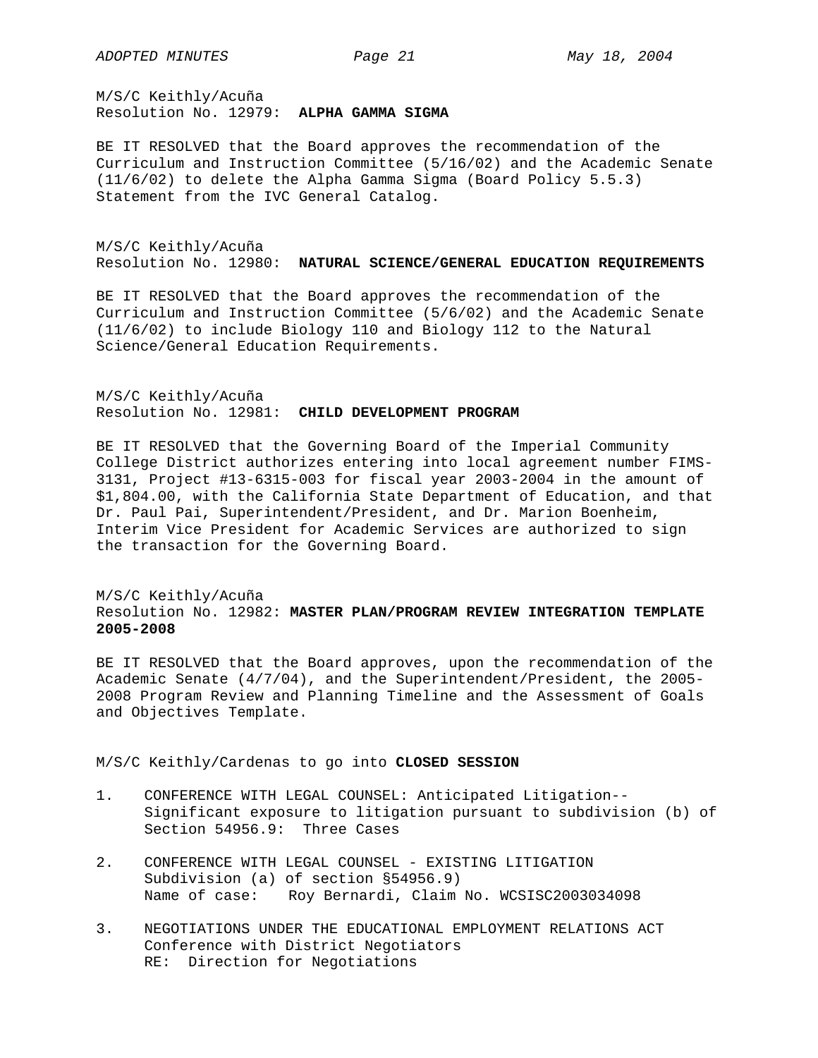M/S/C Keithly/Acuña
Resolution No. 12979: **ALPHA GAMMA SIGMA**

BE IT RESOLVED that the Board approves the recommendation of the Curriculum and Instruction Committee (5/16/02) and the Academic Senate (11/6/02) to delete the Alpha Gamma Sigma (Board Policy 5.5.3) Statement from the IVC General Catalog.

M/S/C Keithly/Acuña
Resolution No. 12980: **NATURAL SCIENCE/GENERAL EDUCATION REQUIREMENTS**

BE IT RESOLVED that the Board approves the recommendation of the Curriculum and Instruction Committee (5/6/02) and the Academic Senate (11/6/02) to include Biology 110 and Biology 112 to the Natural Science/General Education Requirements.

M/S/C Keithly/Acuña
Resolution No. 12981: **CHILD DEVELOPMENT PROGRAM**

BE IT RESOLVED that the Governing Board of the Imperial Community College District authorizes entering into local agreement number FIMS-3131, Project #13-6315-003 for fiscal year 2003-2004 in the amount of $1,804.00, with the California State Department of Education, and that Dr. Paul Pai, Superintendent/President, and Dr. Marion Boenheim, Interim Vice President for Academic Services are authorized to sign the transaction for the Governing Board.

M/S/C Keithly/Acuña
Resolution No. 12982: **MASTER PLAN/PROGRAM REVIEW INTEGRATION TEMPLATE 2005-2008**

BE IT RESOLVED that the Board approves, upon the recommendation of the Academic Senate (4/7/04), and the Superintendent/President, the 2005-2008 Program Review and Planning Timeline and the Assessment of Goals and Objectives Template.

M/S/C Keithly/Cardenas to go into **CLOSED SESSION**

1. CONFERENCE WITH LEGAL COUNSEL: Anticipated Litigation--Significant exposure to litigation pursuant to subdivision (b) of Section 54956.9: Three Cases

2. CONFERENCE WITH LEGAL COUNSEL - EXISTING LITIGATION
   Subdivision (a) of section §54956.9)
   Name of case: Roy Bernardi, Claim No. WCSISC2003034098

3. NEGOTIATIONS UNDER THE EDUCATIONAL EMPLOYMENT RELATIONS ACT
   Conference with District Negotiators
   RE: Direction for Negotiations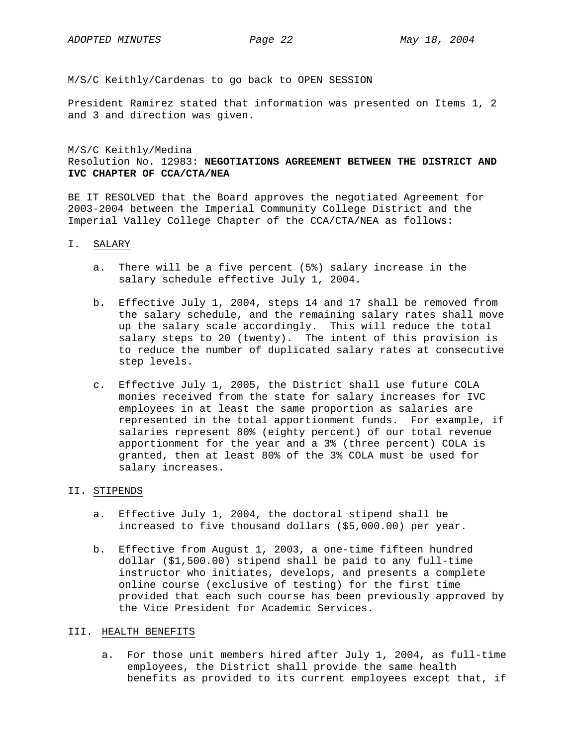M/S/C Keithly/Cardenas to go back to OPEN SESSION

President Ramirez stated that information was presented on Items 1, 2 and 3 and direction was given.

M/S/C Keithly/Medina
Resolution No. 12983: **NEGOTIATIONS AGREEMENT BETWEEN THE DISTRICT AND IVC CHAPTER OF CCA/CTA/NEA**

BE IT RESOLVED that the Board approves the negotiated Agreement for 2003-2004 between the Imperial Community College District and the Imperial Valley College Chapter of the CCA/CTA/NEA as follows:

I. <u>SALARY</u>

   a. There will be a five percent (5%) salary increase in the salary schedule effective July 1, 2004.

   b. Effective July 1, 2004, steps 14 and 17 shall be removed from the salary schedule, and the remaining salary rates shall move up the salary scale accordingly. This will reduce the total salary steps to 20 (twenty). The intent of this provision is to reduce the number of duplicated salary rates at consecutive step levels.

   c. Effective July 1, 2005, the District shall use future COLA monies received from the state for salary increases for IVC employees in at least the same proportion as salaries are represented in the total apportionment funds. For example, if salaries represent 80% (eighty percent) of our total revenue apportionment for the year and a 3% (three percent) COLA is granted, then at least 80% of the 3% COLA must be used for salary increases.

II. <u>STIPENDS</u>

   a. Effective July 1, 2004, the doctoral stipend shall be increased to five thousand dollars ($5,000.00) per year.

   b. Effective from August 1, 2003, a one-time fifteen hundred dollar ($1,500.00) stipend shall be paid to any full-time instructor who initiates, develops, and presents a complete online course (exclusive of testing) for the first time provided that each such course has been previously approved by the Vice President for Academic Services.

III. <u>HEALTH BENEFITS</u>

   a. For those unit members hired after July 1, 2004, as full-time employees, the District shall provide the same health benefits as provided to its current employees except that, if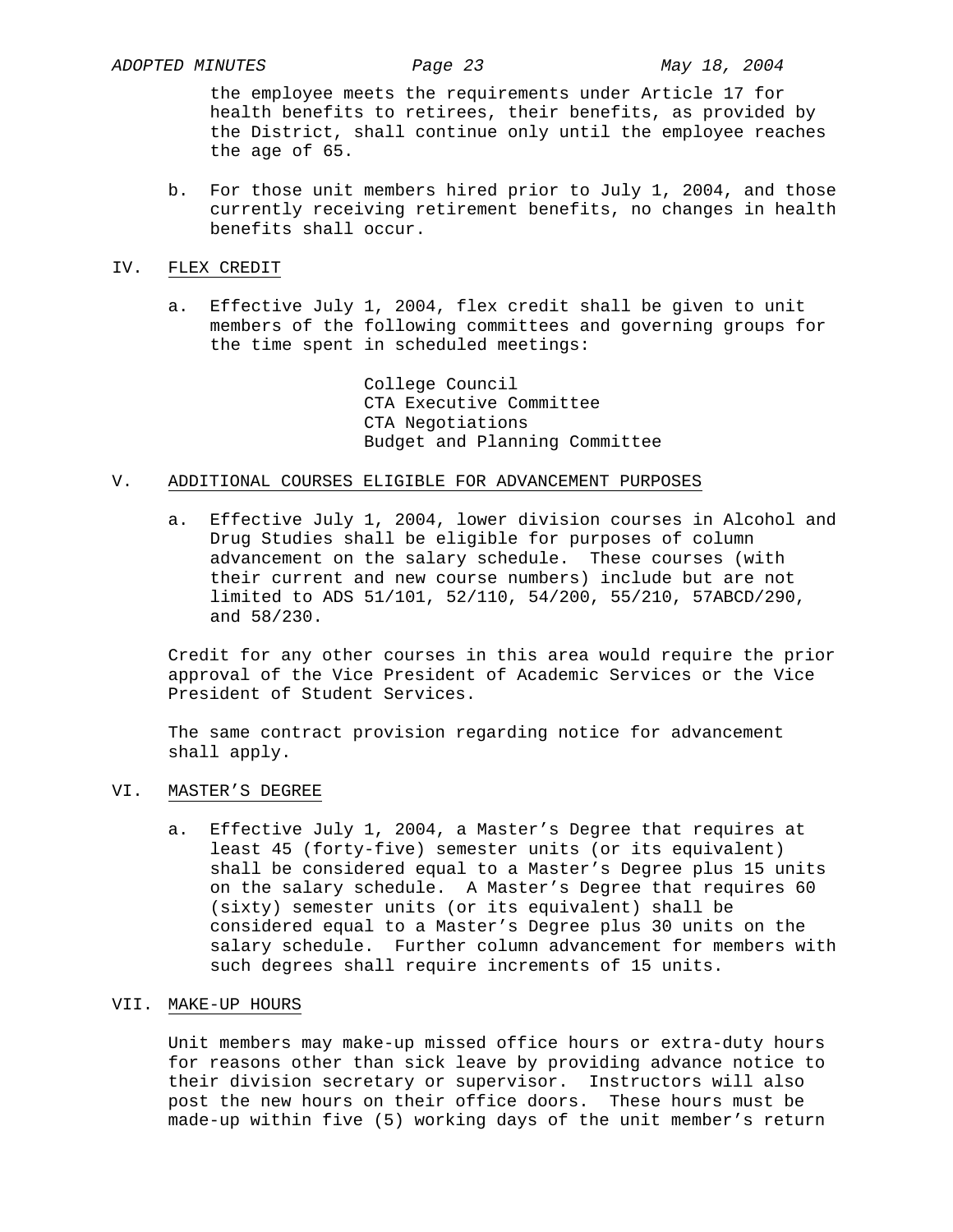the employee meets the requirements under Article 17 for health benefits to retirees, their benefits, as provided by the District, shall continue only until the employee reaches the age of 65.

b. For those unit members hired prior to July 1, 2004, and those currently receiving retirement benefits, no changes in health benefits shall occur.

## IV. FLEX CREDIT

a. Effective July 1, 2004, flex credit shall be given to unit members of the following committees and governing groups for the time spent in scheduled meetings:

College Council
CTA Executive Committee
CTA Negotiations
Budget and Planning Committee

## V. ADDITIONAL COURSES ELIGIBLE FOR ADVANCEMENT PURPOSES

a. Effective July 1, 2004, lower division courses in Alcohol and Drug Studies shall be eligible for purposes of column advancement on the salary schedule. These courses (with their current and new course numbers) include but are not limited to ADS 51/101, 52/110, 54/200, 55/210, 57ABCD/290, and 58/230.

Credit for any other courses in this area would require the prior approval of the Vice President of Academic Services or the Vice President of Student Services.

The same contract provision regarding notice for advancement shall apply.

## VI. MASTER'S DEGREE

a. Effective July 1, 2004, a Master's Degree that requires at least 45 (forty-five) semester units (or its equivalent) shall be considered equal to a Master's Degree plus 15 units on the salary schedule. A Master's Degree that requires 60 (sixty) semester units (or its equivalent) shall be considered equal to a Master's Degree plus 30 units on the salary schedule. Further column advancement for members with such degrees shall require increments of 15 units.

## VII. MAKE-UP HOURS

Unit members may make-up missed office hours or extra-duty hours for reasons other than sick leave by providing advance notice to their division secretary or supervisor. Instructors will also post the new hours on their office doors. These hours must be made-up within five (5) working days of the unit member's return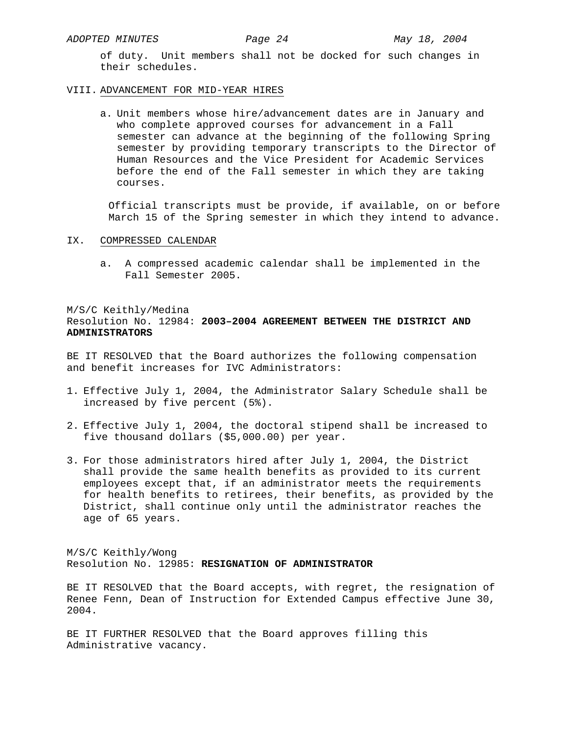of duty. Unit members shall not be docked for such changes in their schedules.

VIII. ADVANCEMENT FOR MID-YEAR HIRES

a. Unit members whose hire/advancement dates are in January and who complete approved courses for advancement in a Fall semester can advance at the beginning of the following Spring semester by providing temporary transcripts to the Director of Human Resources and the Vice President for Academic Services before the end of the Fall semester in which they are taking courses.

Official transcripts must be provide, if available, on or before March 15 of the Spring semester in which they intend to advance.

IX. COMPRESSED CALENDAR

a. A compressed academic calendar shall be implemented in the Fall Semester 2005.

M/S/C Keithly/Medina
Resolution No. 12984: **2003–2004 AGREEMENT BETWEEN THE DISTRICT AND ADMINISTRATORS**

BE IT RESOLVED that the Board authorizes the following compensation and benefit increases for IVC Administrators:

1. Effective July 1, 2004, the Administrator Salary Schedule shall be increased by five percent (5%).

2. Effective July 1, 2004, the doctoral stipend shall be increased to five thousand dollars ($5,000.00) per year.

3. For those administrators hired after July 1, 2004, the District shall provide the same health benefits as provided to its current employees except that, if an administrator meets the requirements for health benefits to retirees, their benefits, as provided by the District, shall continue only until the administrator reaches the age of 65 years.

M/S/C Keithly/Wong
Resolution No. 12985: **RESIGNATION OF ADMINISTRATOR**

BE IT RESOLVED that the Board accepts, with regret, the resignation of Renee Fenn, Dean of Instruction for Extended Campus effective June 30, 2004.

BE IT FURTHER RESOLVED that the Board approves filling this Administrative vacancy.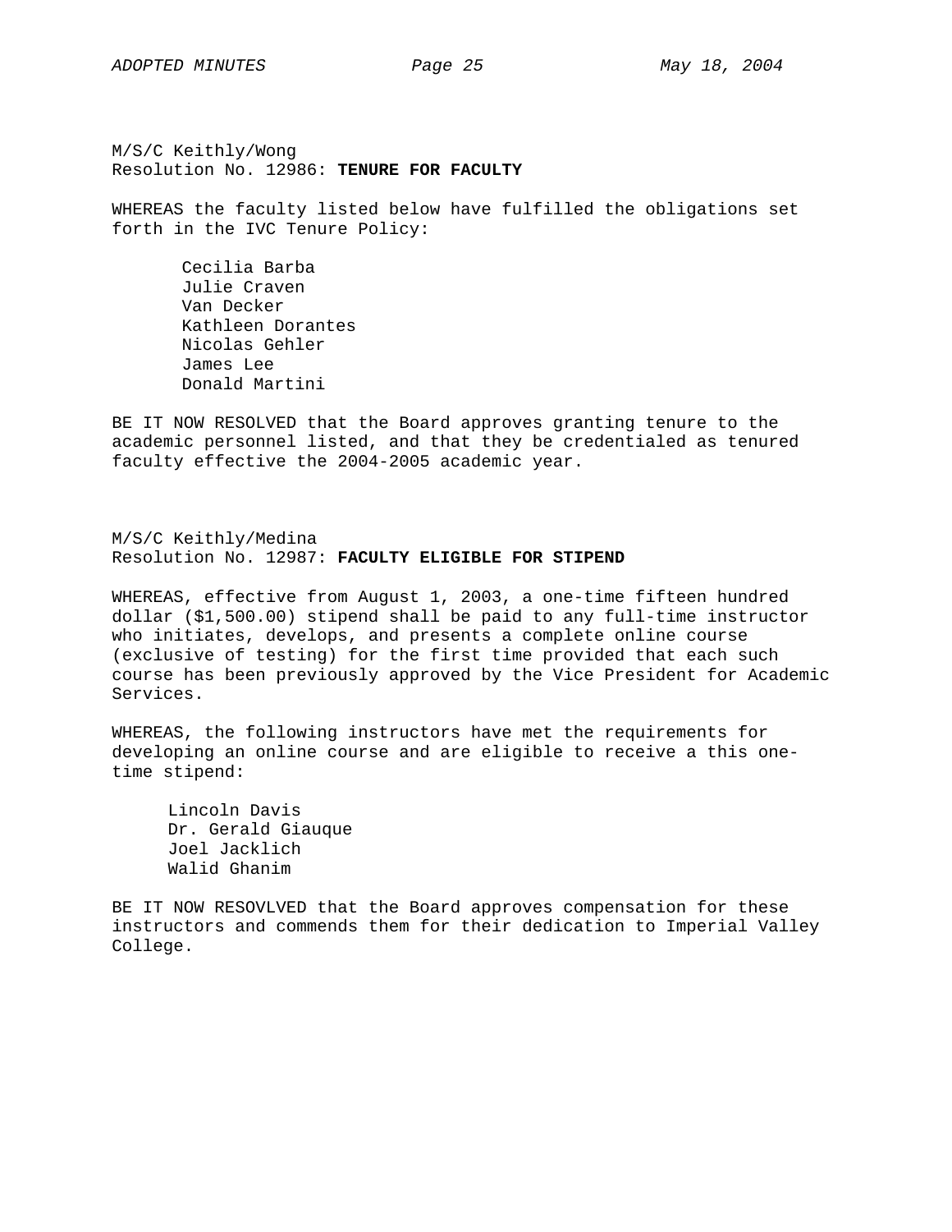M/S/C Keithly/Wong
Resolution No. 12986: **TENURE FOR FACULTY**

WHEREAS the faculty listed below have fulfilled the obligations set forth in the IVC Tenure Policy:

Cecilia Barba
Julie Craven
Van Decker
Kathleen Dorantes
Nicolas Gehler
James Lee
Donald Martini

BE IT NOW RESOLVED that the Board approves granting tenure to the academic personnel listed, and that they be credentialed as tenured faculty effective the 2004-2005 academic year.

M/S/C Keithly/Medina
Resolution No. 12987: **FACULTY ELIGIBLE FOR STIPEND**

WHEREAS, effective from August 1, 2003, a one-time fifteen hundred dollar ($1,500.00) stipend shall be paid to any full-time instructor who initiates, develops, and presents a complete online course (exclusive of testing) for the first time provided that each such course has been previously approved by the Vice President for Academic Services.

WHEREAS, the following instructors have met the requirements for developing an online course and are eligible to receive a this one-time stipend:

Lincoln Davis
Dr. Gerald Giauque
Joel Jacklich
Walid Ghanim

BE IT NOW RESOVLVED that the Board approves compensation for these instructors and commends them for their dedication to Imperial Valley College.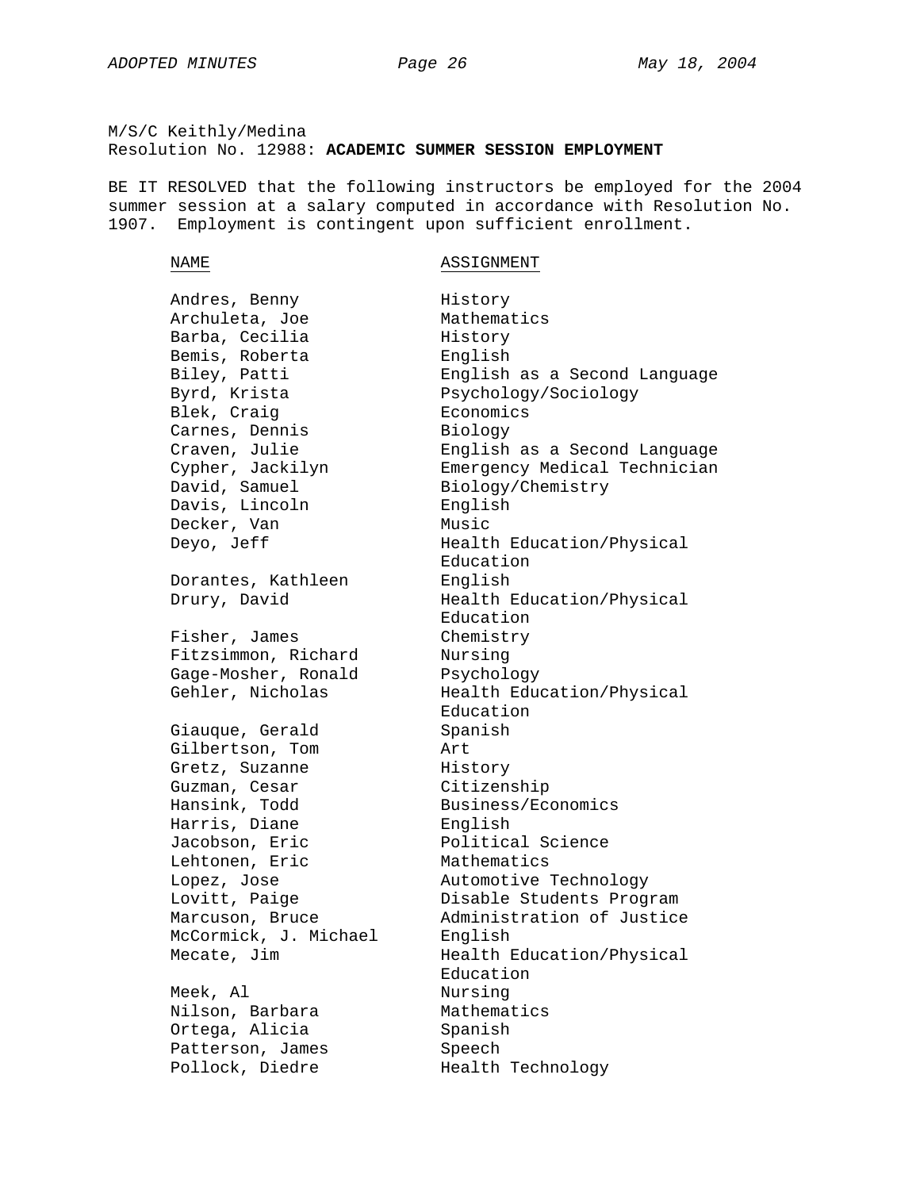M/S/C Keithly/Medina
Resolution No. 12988: **ACADEMIC SUMMER SESSION EMPLOYMENT**

BE IT RESOLVED that the following instructors be employed for the 2004 summer session at a salary computed in accordance with Resolution No. 1907. Employment is contingent upon sufficient enrollment.

| NAME | ASSIGNMENT |
|---|---|
| Andres, Benny | History |
| Archuleta, Joe | Mathematics |
| Barba, Cecilia | History |
| Bemis, Roberta | English |
| Biley, Patti | English as a Second Language |
| Byrd, Krista | Psychology/Sociology |
| Blek, Craig | Economics |
| Carnes, Dennis | Biology |
| Craven, Julie | English as a Second Language |
| Cypher, Jackilyn | Emergency Medical Technician |
| David, Samuel | Biology/Chemistry |
| Davis, Lincoln | English |
| Decker, Van | Music |
| Deyo, Jeff | Health Education/Physical Education |
| Dorantes, Kathleen | English |
| Drury, David | Health Education/Physical Education |
| Fisher, James | Chemistry |
| Fitzsimmon, Richard | Nursing |
| Gage-Mosher, Ronald | Psychology |
| Gehler, Nicholas | Health Education/Physical Education |
| Giauque, Gerald | Spanish |
| Gilbertson, Tom | Art |
| Gretz, Suzanne | History |
| Guzman, Cesar | Citizenship |
| Hansink, Todd | Business/Economics |
| Harris, Diane | English |
| Jacobson, Eric | Political Science |
| Lehtonen, Eric | Mathematics |
| Lopez, Jose | Automotive Technology |
| Lovitt, Paige | Disable Students Program |
| Marcuson, Bruce | Administration of Justice |
| McCormick, J. Michael | English |
| Mecate, Jim | Health Education/Physical Education |
| Meek, Al | Nursing |
| Nilson, Barbara | Mathematics |
| Ortega, Alicia | Spanish |
| Patterson, James | Speech |
| Pollock, Diedre | Health Technology |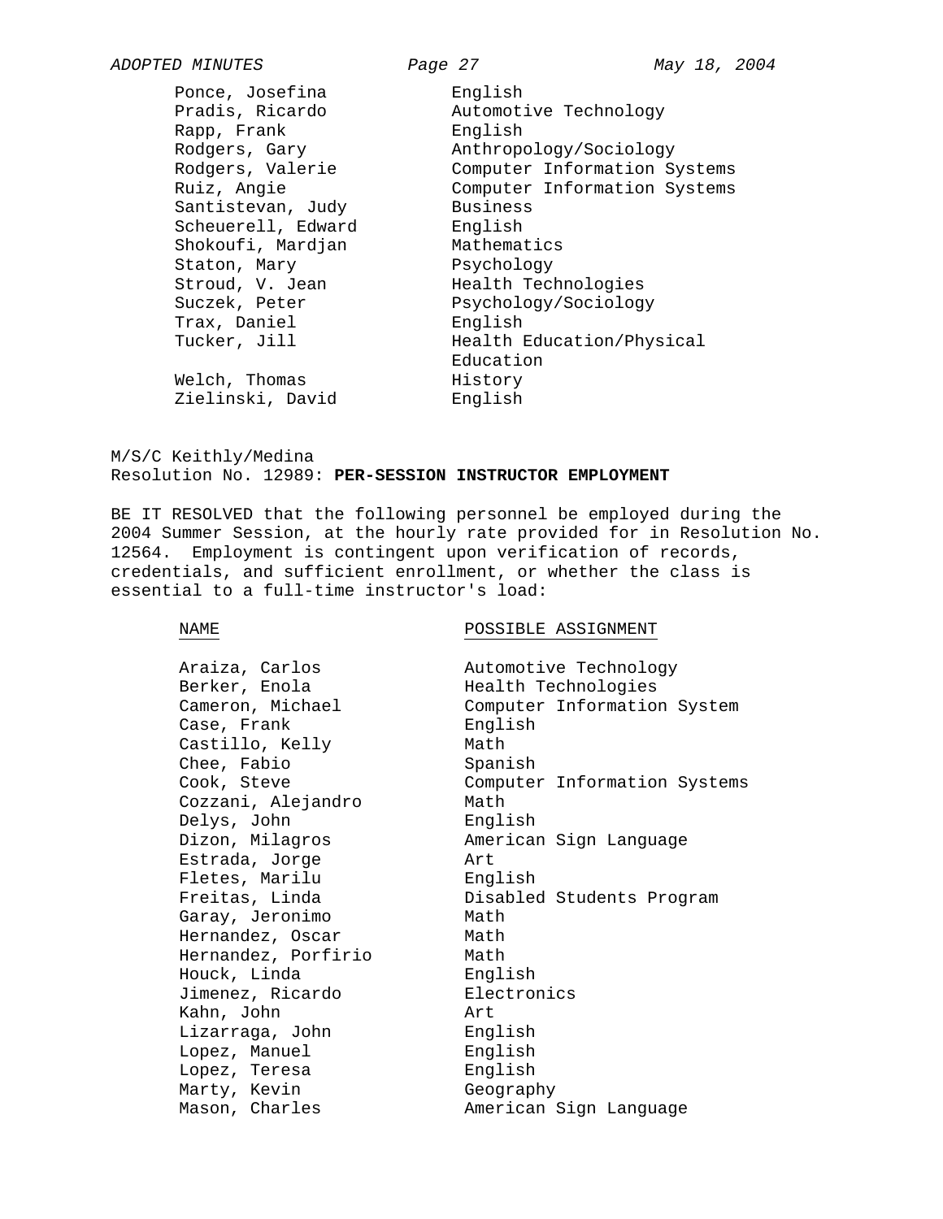| | |
|---|---|
| Ponce, Josefina | English |
| Pradis, Ricardo | Automotive Technology |
| Rapp, Frank | English |
| Rodgers, Gary | Anthropology/Sociology |
| Rodgers, Valerie | Computer Information Systems |
| Ruiz, Angie | Computer Information Systems |
| Santistevan, Judy | Business |
| Scheuerell, Edward | English |
| Shokoufi, Mardjan | Mathematics |
| Staton, Mary | Psychology |
| Stroud, V. Jean | Health Technologies |
| Suczek, Peter | Psychology/Sociology |
| Trax, Daniel | English |
| Tucker, Jill | Health Education/Physical Education |
| Welch, Thomas | History |
| Zielinski, David | English |

M/S/C Keithly/Medina
Resolution No. 12989: **PER-SESSION INSTRUCTOR EMPLOYMENT**

BE IT RESOLVED that the following personnel be employed during the 2004 Summer Session, at the hourly rate provided for in Resolution No. 12564. Employment is contingent upon verification of records, credentials, and sufficient enrollment, or whether the class is essential to a full-time instructor's load:

| NAME | POSSIBLE ASSIGNMENT |
|---|---|
| Araiza, Carlos | Automotive Technology |
| Berker, Enola | Health Technologies |
| Cameron, Michael | Computer Information System |
| Case, Frank | English |
| Castillo, Kelly | Math |
| Chee, Fabio | Spanish |
| Cook, Steve | Computer Information Systems |
| Cozzani, Alejandro | Math |
| Delys, John | English |
| Dizon, Milagros | American Sign Language |
| Estrada, Jorge | Art |
| Fletes, Marilu | English |
| Freitas, Linda | Disabled Students Program |
| Garay, Jeronimo | Math |
| Hernandez, Oscar | Math |
| Hernandez, Porfirio | Math |
| Houck, Linda | English |
| Jimenez, Ricardo | Electronics |
| Kahn, John | Art |
| Lizarraga, John | English |
| Lopez, Manuel | English |
| Lopez, Teresa | English |
| Marty, Kevin | Geography |
| Mason, Charles | American Sign Language |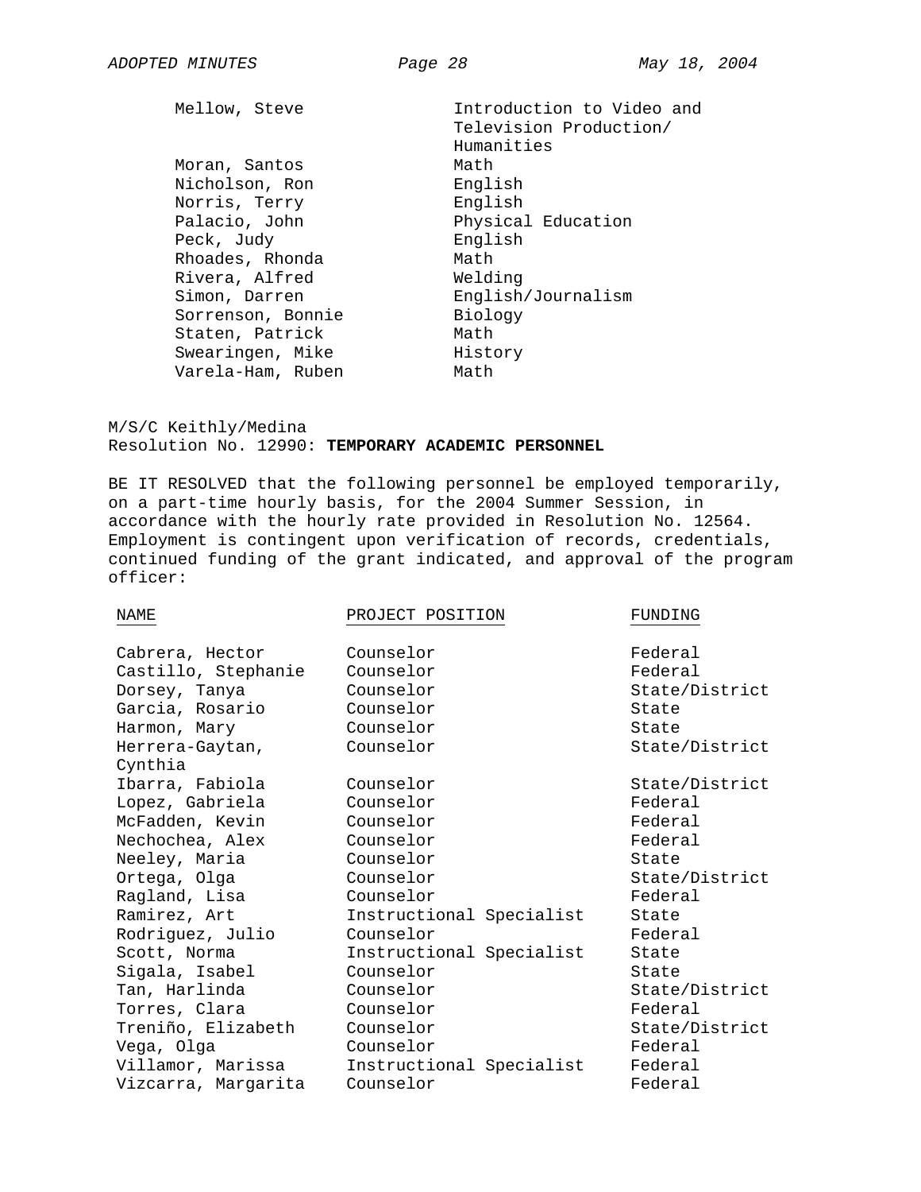| | |
|---|---|
| Mellow, Steve | Introduction to Video and Television Production/ Humanities |
| Moran, Santos | Math |
| Nicholson, Ron | English |
| Norris, Terry | English |
| Palacio, John | Physical Education |
| Peck, Judy | English |
| Rhoades, Rhonda | Math |
| Rivera, Alfred | Welding |
| Simon, Darren | English/Journalism |
| Sorrenson, Bonnie | Biology |
| Staten, Patrick | Math |
| Swearingen, Mike | History |
| Varela-Ham, Ruben | Math |

M/S/C Keithly/Medina
Resolution No. 12990: **TEMPORARY ACADEMIC PERSONNEL**

BE IT RESOLVED that the following personnel be employed temporarily, on a part-time hourly basis, for the 2004 Summer Session, in accordance with the hourly rate provided in Resolution No. 12564. Employment is contingent upon verification of records, credentials, continued funding of the grant indicated, and approval of the program officer:

| NAME | PROJECT POSITION | FUNDING |
|---|---|---|
| Cabrera, Hector | Counselor | Federal |
| Castillo, Stephanie | Counselor | Federal |
| Dorsey, Tanya | Counselor | State/District |
| Garcia, Rosario | Counselor | State |
| Harmon, Mary | Counselor | State |
| Herrera-Gaytan, Cynthia | Counselor | State/District |
| Ibarra, Fabiola | Counselor | State/District |
| Lopez, Gabriela | Counselor | Federal |
| McFadden, Kevin | Counselor | Federal |
| Nechochea, Alex | Counselor | Federal |
| Neeley, Maria | Counselor | State |
| Ortega, Olga | Counselor | State/District |
| Ragland, Lisa | Counselor | Federal |
| Ramirez, Art | Instructional Specialist | State |
| Rodriguez, Julio | Counselor | Federal |
| Scott, Norma | Instructional Specialist | State |
| Sigala, Isabel | Counselor | State |
| Tan, Harlinda | Counselor | State/District |
| Torres, Clara | Counselor | Federal |
| Treniño, Elizabeth | Counselor | State/District |
| Vega, Olga | Counselor | Federal |
| Villamor, Marissa | Instructional Specialist | Federal |
| Vizcarra, Margarita | Counselor | Federal |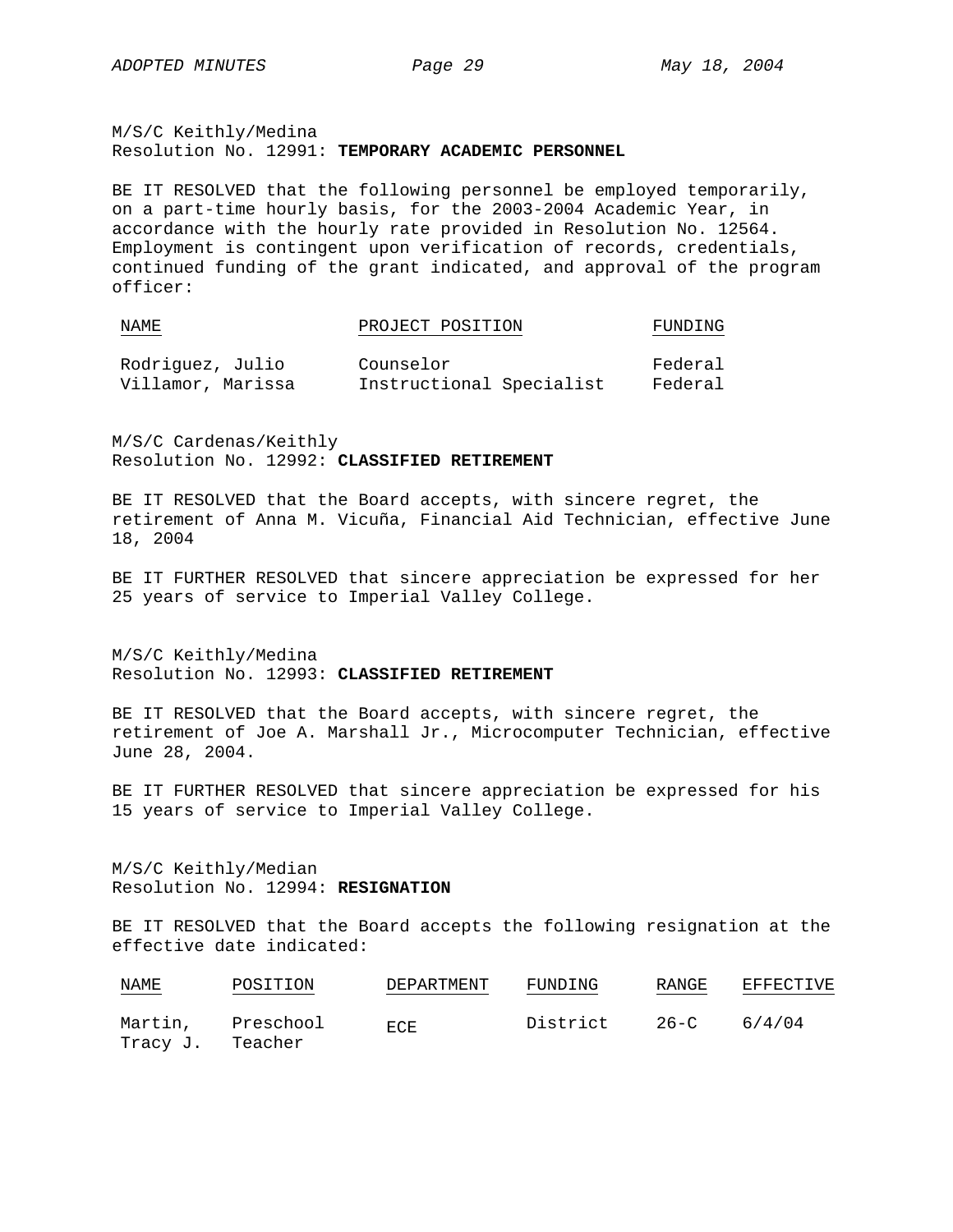M/S/C Keithly/Medina
Resolution No. 12991: **TEMPORARY ACADEMIC PERSONNEL**

BE IT RESOLVED that the following personnel be employed temporarily, on a part-time hourly basis, for the 2003-2004 Academic Year, in accordance with the hourly rate provided in Resolution No. 12564. Employment is contingent upon verification of records, credentials, continued funding of the grant indicated, and approval of the program officer:

| NAME | PROJECT POSITION | FUNDING |
|---|---|---|
| Rodriguez, Julio | Counselor | Federal |
| Villamor, Marissa | Instructional Specialist | Federal |

M/S/C Cardenas/Keithly
Resolution No. 12992: **CLASSIFIED RETIREMENT**

BE IT RESOLVED that the Board accepts, with sincere regret, the retirement of Anna M. Vicuña, Financial Aid Technician, effective June 18, 2004

BE IT FURTHER RESOLVED that sincere appreciation be expressed for her 25 years of service to Imperial Valley College.

M/S/C Keithly/Medina
Resolution No. 12993: **CLASSIFIED RETIREMENT**

BE IT RESOLVED that the Board accepts, with sincere regret, the retirement of Joe A. Marshall Jr., Microcomputer Technician, effective June 28, 2004.

BE IT FURTHER RESOLVED that sincere appreciation be expressed for his 15 years of service to Imperial Valley College.

M/S/C Keithly/Median
Resolution No. 12994: **RESIGNATION**

BE IT RESOLVED that the Board accepts the following resignation at the effective date indicated:

| NAME | POSITION | DEPARTMENT | FUNDING | RANGE | EFFECTIVE |
|---|---|---|---|---|---|
| Martin, Tracy J. | Preschool Teacher | ECE | District | 26-C | 6/4/04 |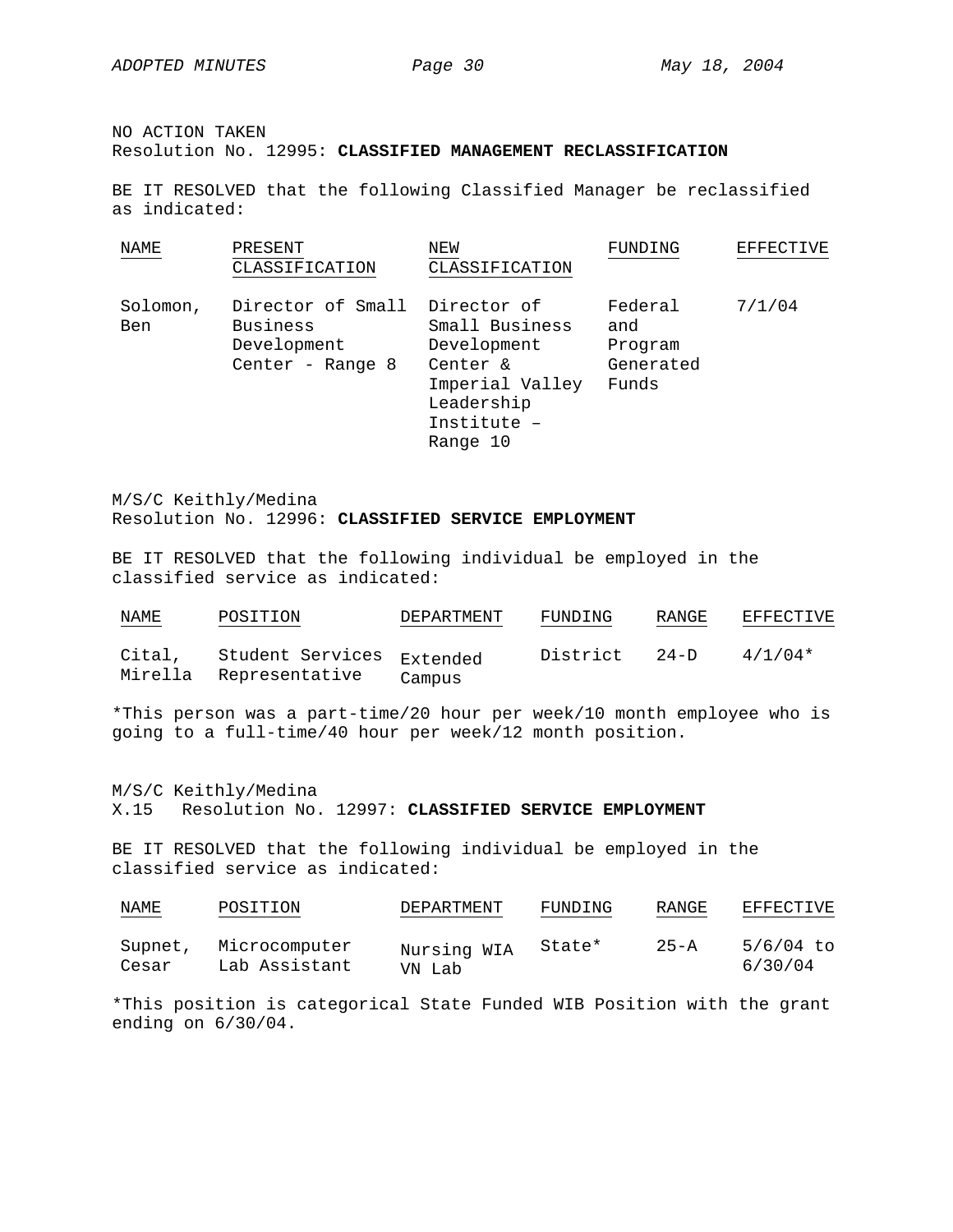NO ACTION TAKEN
Resolution No. 12995: **CLASSIFIED MANAGEMENT RECLASSIFICATION**

BE IT RESOLVED that the following Classified Manager be reclassified as indicated:

| NAME | PRESENT CLASSIFICATION | NEW CLASSIFICATION | FUNDING | EFFECTIVE |
|---|---|---|---|---|
| Solomon, Ben | Director of Small Business Development Center - Range 8 | Director of Small Business Development Center & Imperial Valley Leadership Institute – Range 10 | Federal and Program Generated Funds | 7/1/04 |

M/S/C Keithly/Medina
Resolution No. 12996: **CLASSIFIED SERVICE EMPLOYMENT**

BE IT RESOLVED that the following individual be employed in the classified service as indicated:

| NAME | POSITION | DEPARTMENT | FUNDING | RANGE | EFFECTIVE |
|---|---|---|---|---|---|
| Cital, Mirella | Student Services Representative | Extended Campus | District | 24-D | 4/1/04* |

*This person was a part-time/20 hour per week/10 month employee who is going to a full-time/40 hour per week/12 month position.

M/S/C Keithly/Medina
X.15 Resolution No. 12997: **CLASSIFIED SERVICE EMPLOYMENT**

BE IT RESOLVED that the following individual be employed in the classified service as indicated:

| NAME | POSITION | DEPARTMENT | FUNDING | RANGE | EFFECTIVE |
|---|---|---|---|---|---|
| Supnet, Cesar | Microcomputer Lab Assistant | Nursing WIA VN Lab | State* | 25-A | 5/6/04 to 6/30/04 |

*This position is categorical State Funded WIB Position with the grant ending on 6/30/04.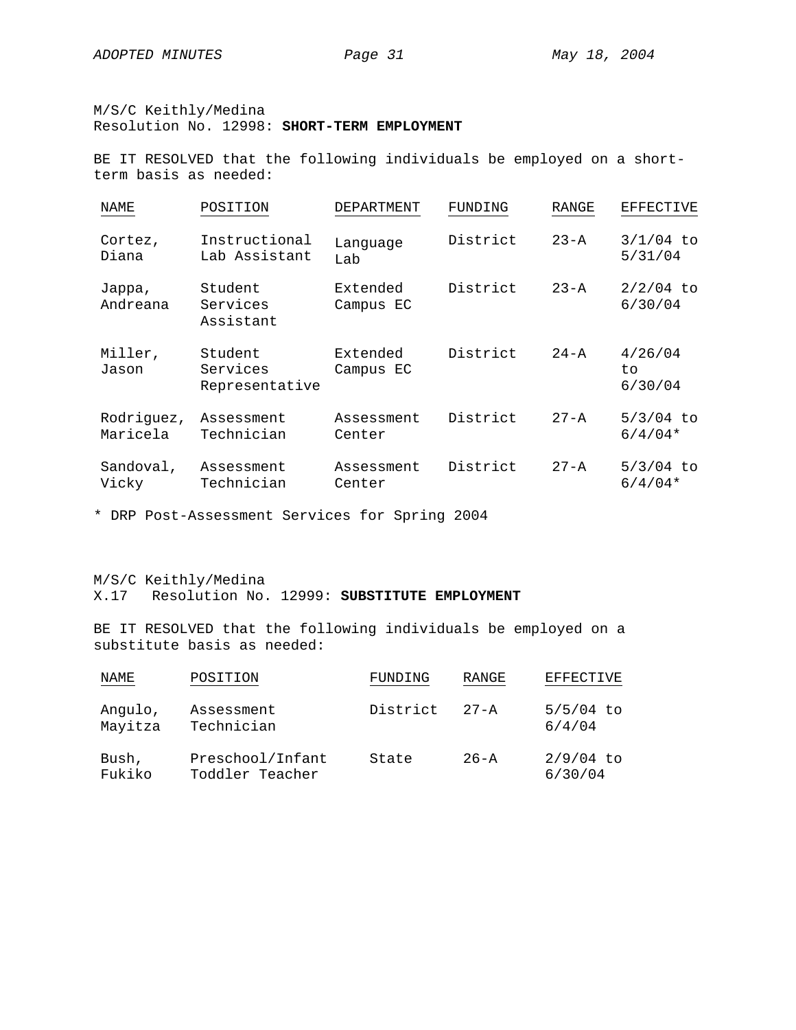M/S/C Keithly/Medina
Resolution No. 12998: **SHORT-TERM EMPLOYMENT**

BE IT RESOLVED that the following individuals be employed on a short-term basis as needed:

| NAME | POSITION | DEPARTMENT | FUNDING | RANGE | EFFECTIVE |
|---|---|---|---|---|---|
| Cortez, Diana | Instructional Lab Assistant | Language Lab | District | 23-A | 3/1/04 to 5/31/04 |
| Jappa, Andreana | Student Services Assistant | Extended Campus EC | District | 23-A | 2/2/04 to 6/30/04 |
| Miller, Jason | Student Services Representative | Extended Campus EC | District | 24-A | 4/26/04 to 6/30/04 |
| Rodriguez, Maricela | Assessment Technician | Assessment Center | District | 27-A | 5/3/04 to 6/4/04* |
| Sandoval, Vicky | Assessment Technician | Assessment Center | District | 27-A | 5/3/04 to 6/4/04* |

* DRP Post-Assessment Services for Spring 2004

M/S/C Keithly/Medina
X.17 Resolution No. 12999: **SUBSTITUTE EMPLOYMENT**

BE IT RESOLVED that the following individuals be employed on a substitute basis as needed:

| NAME | POSITION | FUNDING | RANGE | EFFECTIVE |
|---|---|---|---|---|
| Angulo, Mayitza | Assessment Technician | District | 27-A | 5/5/04 to 6/4/04 |
| Bush, Fukiko | Preschool/Infant Toddler Teacher | State | 26-A | 2/9/04 to 6/30/04 |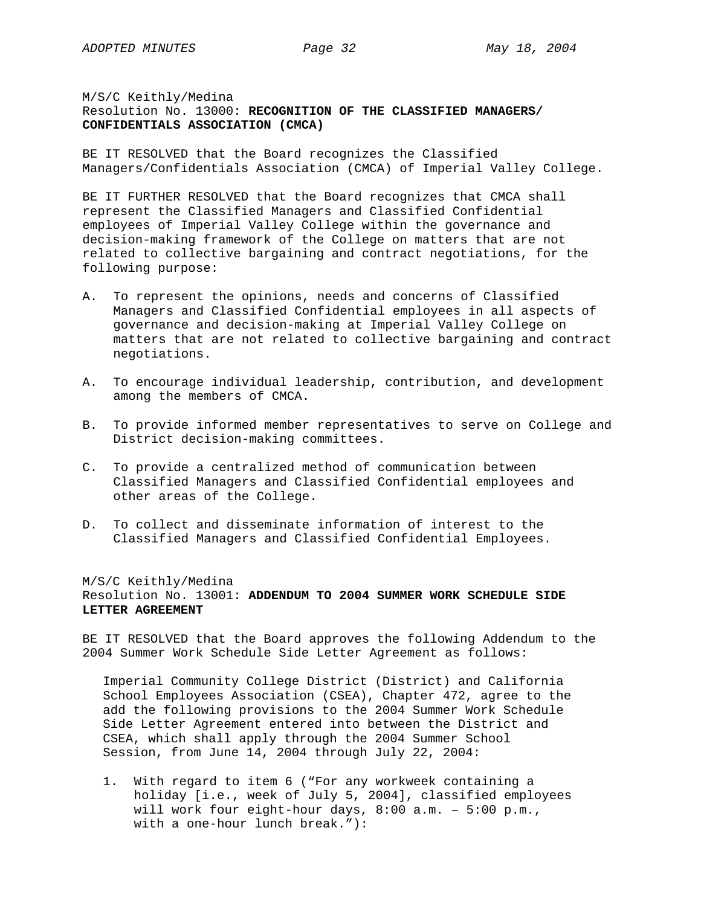M/S/C Keithly/Medina
Resolution No. 13000: **RECOGNITION OF THE CLASSIFIED MANAGERS/ CONFIDENTIALS ASSOCIATION (CMCA)**

BE IT RESOLVED that the Board recognizes the Classified Managers/Confidentials Association (CMCA) of Imperial Valley College.

BE IT FURTHER RESOLVED that the Board recognizes that CMCA shall represent the Classified Managers and Classified Confidential employees of Imperial Valley College within the governance and decision-making framework of the College on matters that are not related to collective bargaining and contract negotiations, for the following purpose:

A. To represent the opinions, needs and concerns of Classified Managers and Classified Confidential employees in all aspects of governance and decision-making at Imperial Valley College on matters that are not related to collective bargaining and contract negotiations.

A. To encourage individual leadership, contribution, and development among the members of CMCA.

B. To provide informed member representatives to serve on College and District decision-making committees.

C. To provide a centralized method of communication between Classified Managers and Classified Confidential employees and other areas of the College.

D. To collect and disseminate information of interest to the Classified Managers and Classified Confidential Employees.

M/S/C Keithly/Medina
Resolution No. 13001: **ADDENDUM TO 2004 SUMMER WORK SCHEDULE SIDE LETTER AGREEMENT**

BE IT RESOLVED that the Board approves the following Addendum to the 2004 Summer Work Schedule Side Letter Agreement as follows:

> Imperial Community College District (District) and California School Employees Association (CSEA), Chapter 472, agree to the add the following provisions to the 2004 Summer Work Schedule Side Letter Agreement entered into between the District and CSEA, which shall apply through the 2004 Summer School Session, from June 14, 2004 through July 22, 2004:
>
> 1. With regard to item 6 ("For any workweek containing a holiday [i.e., week of July 5, 2004], classified employees will work four eight-hour days, 8:00 a.m. – 5:00 p.m., with a one-hour lunch break."):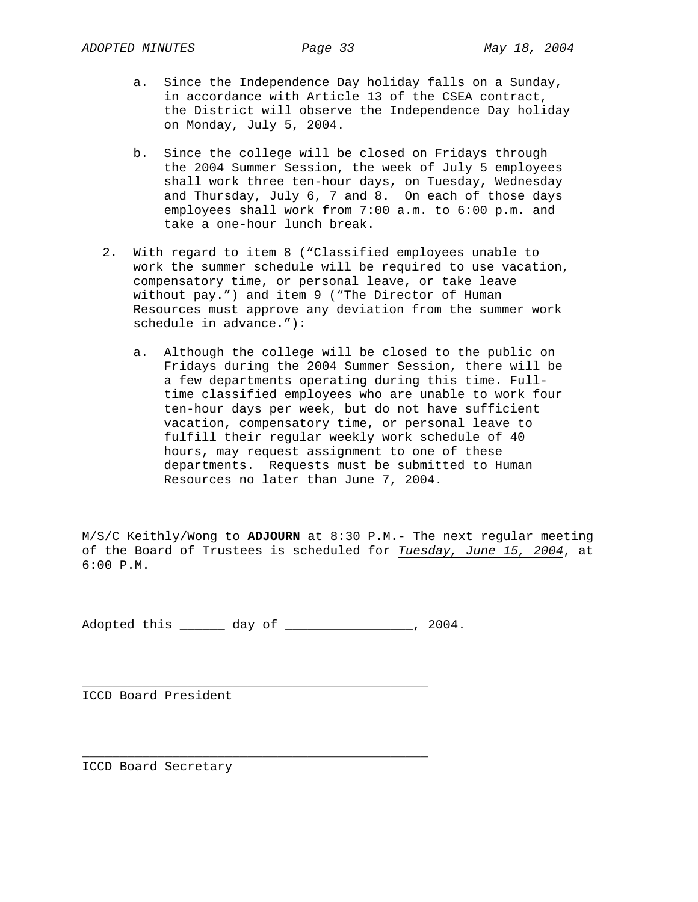a. Since the Independence Day holiday falls on a Sunday, in accordance with Article 13 of the CSEA contract, the District will observe the Independence Day holiday on Monday, July 5, 2004.

b. Since the college will be closed on Fridays through the 2004 Summer Session, the week of July 5 employees shall work three ten-hour days, on Tuesday, Wednesday and Thursday, July 6, 7 and 8. On each of those days employees shall work from 7:00 a.m. to 6:00 p.m. and take a one-hour lunch break.

2. With regard to item 8 ("Classified employees unable to work the summer schedule will be required to use vacation, compensatory time, or personal leave, or take leave without pay.") and item 9 ("The Director of Human Resources must approve any deviation from the summer work schedule in advance."):

   a. Although the college will be closed to the public on Fridays during the 2004 Summer Session, there will be a few departments operating during this time. Full-time classified employees who are unable to work four ten-hour days per week, but do not have sufficient vacation, compensatory time, or personal leave to fulfill their regular weekly work schedule of 40 hours, may request assignment to one of these departments. Requests must be submitted to Human Resources no later than June 7, 2004.

M/S/C Keithly/Wong to **ADJOURN** at 8:30 P.M.- The next regular meeting of the Board of Trustees is scheduled for *Tuesday, June 15, 2004*, at 6:00 P.M.

Adopted this ______ day of ________________, 2004.

_______________________________________________
ICCD Board President

_______________________________________________
ICCD Board Secretary